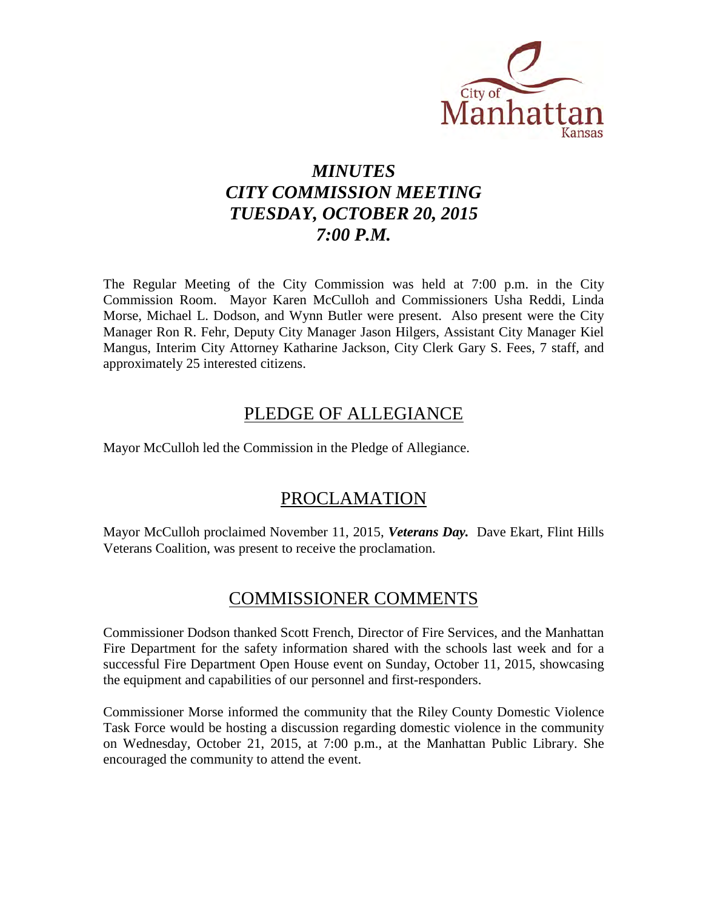City of Manhattan Kansas

# *MINUTES*
# *CITY COMMISSION MEETING*
# *TUESDAY, OCTOBER 20, 2015*
# *7:00 P.M.*

The Regular Meeting of the City Commission was held at 7:00 p.m. in the City Commission Room. Mayor Karen McCulloh and Commissioners Usha Reddi, Linda Morse, Michael L. Dodson, and Wynn Butler were present. Also present were the City Manager Ron R. Fehr, Deputy City Manager Jason Hilgers, Assistant City Manager Kiel Mangus, Interim City Attorney Katharine Jackson, City Clerk Gary S. Fees, 7 staff, and approximately 25 interested citizens.

## PLEDGE OF ALLEGIANCE

Mayor McCulloh led the Commission in the Pledge of Allegiance.

## PROCLAMATION

Mayor McCulloh proclaimed November 11, 2015, ***Veterans Day.*** Dave Ekart, Flint Hills Veterans Coalition, was present to receive the proclamation.

## COMMISSIONER COMMENTS

Commissioner Dodson thanked Scott French, Director of Fire Services, and the Manhattan Fire Department for the safety information shared with the schools last week and for a successful Fire Department Open House event on Sunday, October 11, 2015, showcasing the equipment and capabilities of our personnel and first-responders.

Commissioner Morse informed the community that the Riley County Domestic Violence Task Force would be hosting a discussion regarding domestic violence in the community on Wednesday, October 21, 2015, at 7:00 p.m., at the Manhattan Public Library. She encouraged the community to attend the event.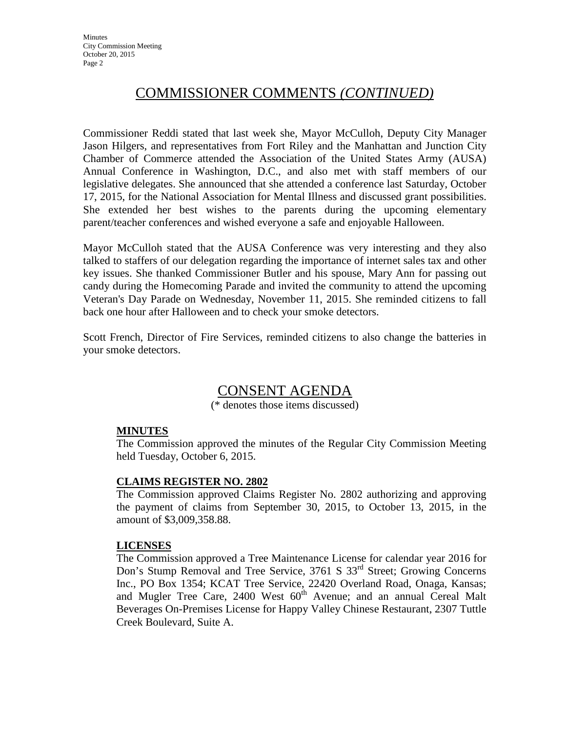## COMMISSIONER COMMENTS *(CONTINUED)*

Commissioner Reddi stated that last week she, Mayor McCulloh, Deputy City Manager Jason Hilgers, and representatives from Fort Riley and the Manhattan and Junction City Chamber of Commerce attended the Association of the United States Army (AUSA) Annual Conference in Washington, D.C., and also met with staff members of our legislative delegates. She announced that she attended a conference last Saturday, October 17, 2015, for the National Association for Mental Illness and discussed grant possibilities. She extended her best wishes to the parents during the upcoming elementary parent/teacher conferences and wished everyone a safe and enjoyable Halloween.

Mayor McCulloh stated that the AUSA Conference was very interesting and they also talked to staffers of our delegation regarding the importance of internet sales tax and other key issues. She thanked Commissioner Butler and his spouse, Mary Ann for passing out candy during the Homecoming Parade and invited the community to attend the upcoming Veteran's Day Parade on Wednesday, November 11, 2015. She reminded citizens to fall back one hour after Halloween and to check your smoke detectors.

Scott French, Director of Fire Services, reminded citizens to also change the batteries in your smoke detectors.

## CONSENT AGENDA

(* denotes those items discussed)

**MINUTES**

The Commission approved the minutes of the Regular City Commission Meeting held Tuesday, October 6, 2015.

**CLAIMS REGISTER NO. 2802**

The Commission approved Claims Register No. 2802 authorizing and approving the payment of claims from September 30, 2015, to October 13, 2015, in the amount of $3,009,358.88.

**LICENSES**

The Commission approved a Tree Maintenance License for calendar year 2016 for Don's Stump Removal and Tree Service, 3761 S 33rd Street; Growing Concerns Inc., PO Box 1354; KCAT Tree Service, 22420 Overland Road, Onaga, Kansas; and Mugler Tree Care, 2400 West 60th Avenue; and an annual Cereal Malt Beverages On-Premises License for Happy Valley Chinese Restaurant, 2307 Tuttle Creek Boulevard, Suite A.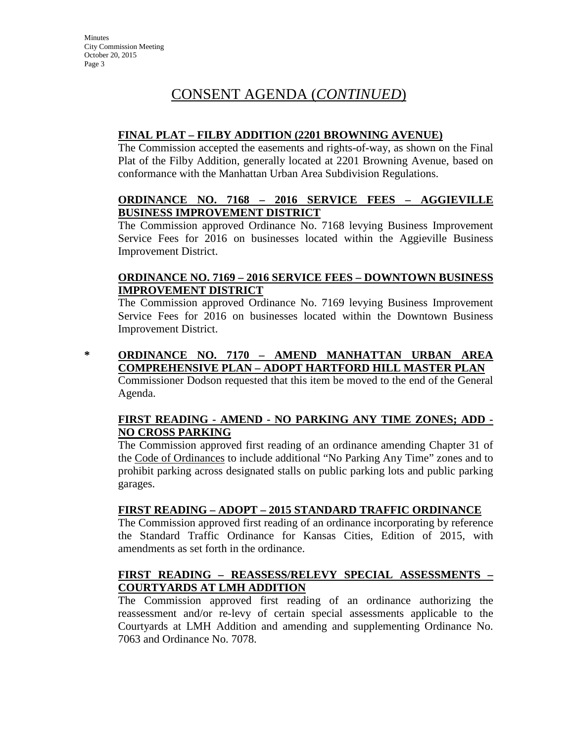# CONSENT AGENDA (*CONTINUED*)

**FINAL PLAT – FILBY ADDITION (2201 BROWNING AVENUE)**

The Commission accepted the easements and rights-of-way, as shown on the Final Plat of the Filby Addition, generally located at 2201 Browning Avenue, based on conformance with the Manhattan Urban Area Subdivision Regulations.

**ORDINANCE NO. 7168 – 2016 SERVICE FEES – AGGIEVILLE BUSINESS IMPROVEMENT DISTRICT**

The Commission approved Ordinance No. 7168 levying Business Improvement Service Fees for 2016 on businesses located within the Aggieville Business Improvement District.

**ORDINANCE NO. 7169 – 2016 SERVICE FEES – DOWNTOWN BUSINESS IMPROVEMENT DISTRICT**

The Commission approved Ordinance No. 7169 levying Business Improvement Service Fees for 2016 on businesses located within the Downtown Business Improvement District.

\* **ORDINANCE NO. 7170 – AMEND MANHATTAN URBAN AREA COMPREHENSIVE PLAN – ADOPT HARTFORD HILL MASTER PLAN**

Commissioner Dodson requested that this item be moved to the end of the General Agenda.

**FIRST READING - AMEND - NO PARKING ANY TIME ZONES; ADD - NO CROSS PARKING**

The Commission approved first reading of an ordinance amending Chapter 31 of the Code of Ordinances to include additional "No Parking Any Time" zones and to prohibit parking across designated stalls on public parking lots and public parking garages.

**FIRST READING – ADOPT – 2015 STANDARD TRAFFIC ORDINANCE**

The Commission approved first reading of an ordinance incorporating by reference the Standard Traffic Ordinance for Kansas Cities, Edition of 2015, with amendments as set forth in the ordinance.

**FIRST READING – REASSESS/RELEVY SPECIAL ASSESSMENTS – COURTYARDS AT LMH ADDITION**

The Commission approved first reading of an ordinance authorizing the reassessment and/or re-levy of certain special assessments applicable to the Courtyards at LMH Addition and amending and supplementing Ordinance No. 7063 and Ordinance No. 7078.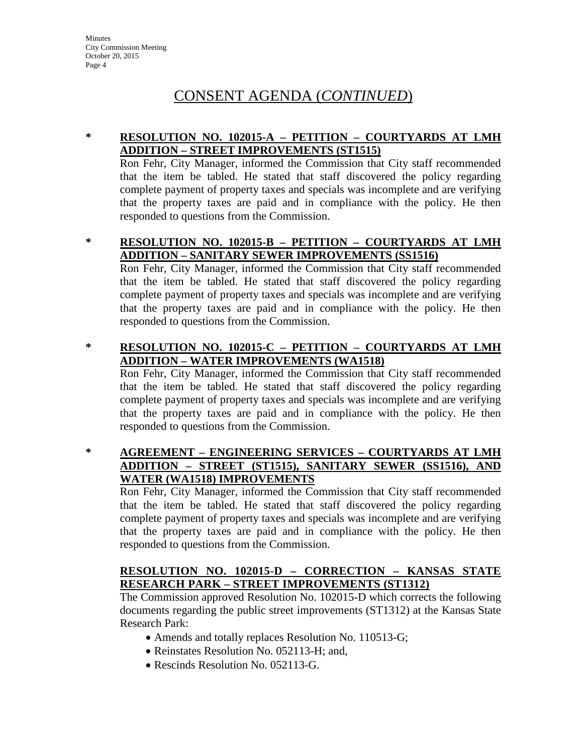# CONSENT AGENDA (*CONTINUED*)

**\* RESOLUTION NO. 102015-A – PETITION – COURTYARDS AT LMH ADDITION – STREET IMPROVEMENTS (ST1515)**

Ron Fehr, City Manager, informed the Commission that City staff recommended that the item be tabled. He stated that staff discovered the policy regarding complete payment of property taxes and specials was incomplete and are verifying that the property taxes are paid and in compliance with the policy. He then responded to questions from the Commission.

**\* RESOLUTION NO. 102015-B – PETITION – COURTYARDS AT LMH ADDITION – SANITARY SEWER IMPROVEMENTS (SS1516)**

Ron Fehr, City Manager, informed the Commission that City staff recommended that the item be tabled. He stated that staff discovered the policy regarding complete payment of property taxes and specials was incomplete and are verifying that the property taxes are paid and in compliance with the policy. He then responded to questions from the Commission.

**\* RESOLUTION NO. 102015-C – PETITION – COURTYARDS AT LMH ADDITION – WATER IMPROVEMENTS (WA1518)**

Ron Fehr, City Manager, informed the Commission that City staff recommended that the item be tabled. He stated that staff discovered the policy regarding complete payment of property taxes and specials was incomplete and are verifying that the property taxes are paid and in compliance with the policy. He then responded to questions from the Commission.

**\* AGREEMENT – ENGINEERING SERVICES – COURTYARDS AT LMH ADDITION – STREET (ST1515), SANITARY SEWER (SS1516), AND WATER (WA1518) IMPROVEMENTS**

Ron Fehr, City Manager, informed the Commission that City staff recommended that the item be tabled. He stated that staff discovered the policy regarding complete payment of property taxes and specials was incomplete and are verifying that the property taxes are paid and in compliance with the policy. He then responded to questions from the Commission.

**RESOLUTION NO. 102015-D – CORRECTION – KANSAS STATE RESEARCH PARK – STREET IMPROVEMENTS (ST1312)**

The Commission approved Resolution No. 102015-D which corrects the following documents regarding the public street improvements (ST1312) at the Kansas State Research Park:

- Amends and totally replaces Resolution No. 110513-G;
- Reinstates Resolution No. 052113-H; and,
- Rescinds Resolution No. 052113-G.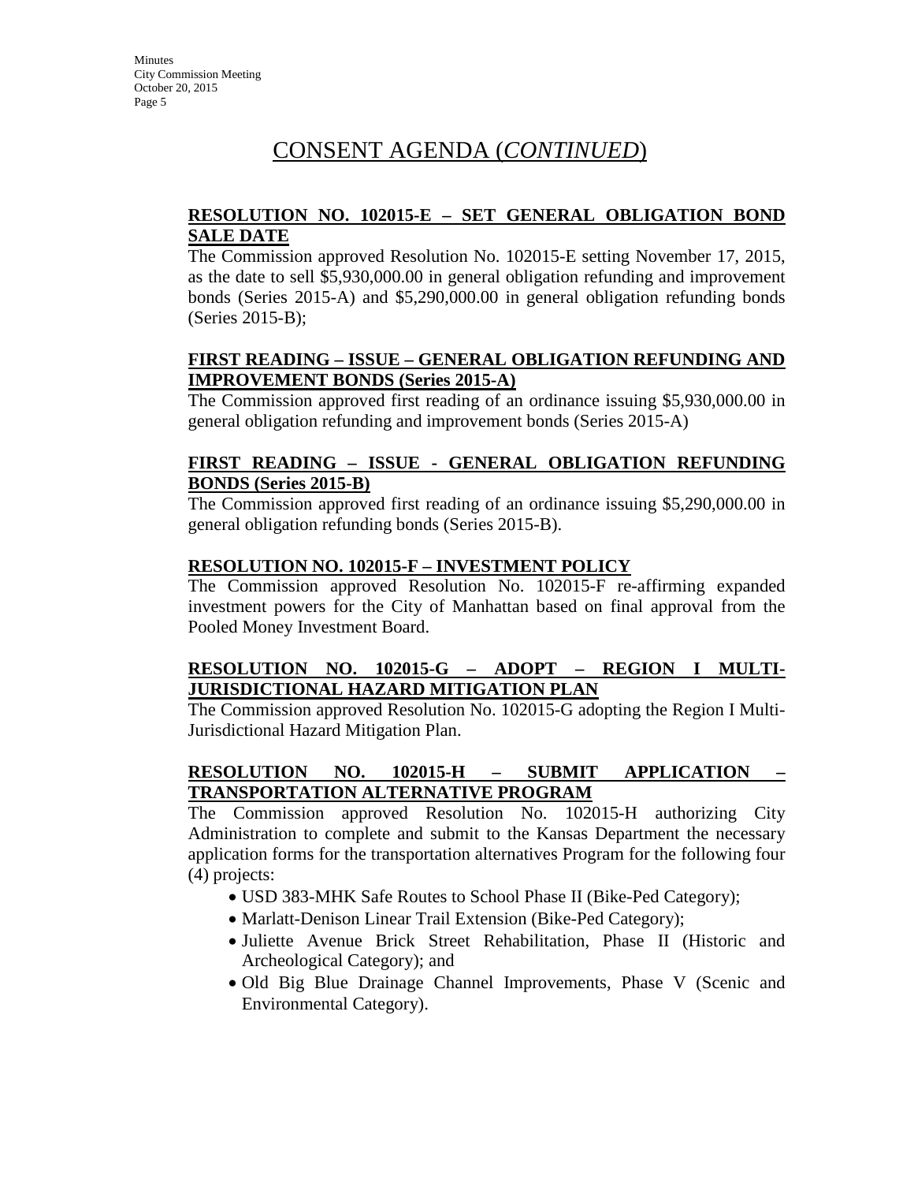# CONSENT AGENDA (*CONTINUED*)

**RESOLUTION NO. 102015-E – SET GENERAL OBLIGATION BOND SALE DATE**

The Commission approved Resolution No. 102015-E setting November 17, 2015, as the date to sell $5,930,000.00 in general obligation refunding and improvement bonds (Series 2015-A) and $5,290,000.00 in general obligation refunding bonds (Series 2015-B);

**FIRST READING – ISSUE – GENERAL OBLIGATION REFUNDING AND IMPROVEMENT BONDS (Series 2015-A)**

The Commission approved first reading of an ordinance issuing $5,930,000.00 in general obligation refunding and improvement bonds (Series 2015-A)

**FIRST READING – ISSUE - GENERAL OBLIGATION REFUNDING BONDS (Series 2015-B)**

The Commission approved first reading of an ordinance issuing $5,290,000.00 in general obligation refunding bonds (Series 2015-B).

**RESOLUTION NO. 102015-F – INVESTMENT POLICY**

The Commission approved Resolution No. 102015-F re-affirming expanded investment powers for the City of Manhattan based on final approval from the Pooled Money Investment Board.

**RESOLUTION NO. 102015-G – ADOPT – REGION I MULTI-JURISDICTIONAL HAZARD MITIGATION PLAN**

The Commission approved Resolution No. 102015-G adopting the Region I Multi-Jurisdictional Hazard Mitigation Plan.

**RESOLUTION NO. 102015-H – SUBMIT APPLICATION – TRANSPORTATION ALTERNATIVE PROGRAM**

The Commission approved Resolution No. 102015-H authorizing City Administration to complete and submit to the Kansas Department the necessary application forms for the transportation alternatives Program for the following four (4) projects:

- USD 383-MHK Safe Routes to School Phase II (Bike-Ped Category);
- Marlatt-Denison Linear Trail Extension (Bike-Ped Category);
- Juliette Avenue Brick Street Rehabilitation, Phase II (Historic and Archeological Category); and
- Old Big Blue Drainage Channel Improvements, Phase V (Scenic and Environmental Category).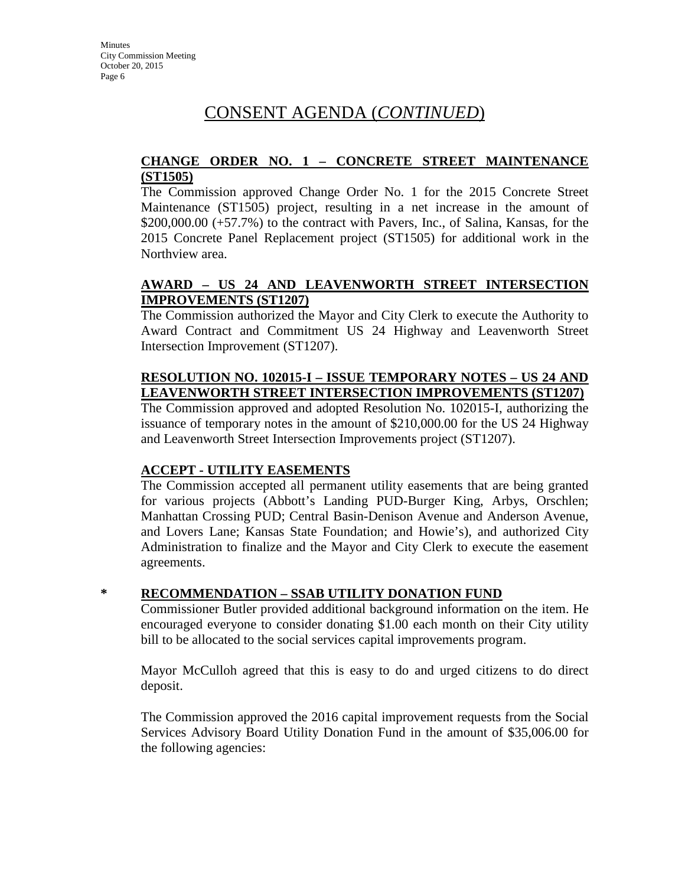# CONSENT AGENDA (*CONTINUED*)

**CHANGE ORDER NO. 1 – CONCRETE STREET MAINTENANCE (ST1505)**

The Commission approved Change Order No. 1 for the 2015 Concrete Street Maintenance (ST1505) project, resulting in a net increase in the amount of $200,000.00 (+57.7%) to the contract with Pavers, Inc., of Salina, Kansas, for the 2015 Concrete Panel Replacement project (ST1505) for additional work in the Northview area.

**AWARD – US 24 AND LEAVENWORTH STREET INTERSECTION IMPROVEMENTS (ST1207)**

The Commission authorized the Mayor and City Clerk to execute the Authority to Award Contract and Commitment US 24 Highway and Leavenworth Street Intersection Improvement (ST1207).

**RESOLUTION NO. 102015-I – ISSUE TEMPORARY NOTES – US 24 AND LEAVENWORTH STREET INTERSECTION IMPROVEMENTS (ST1207)**

The Commission approved and adopted Resolution No. 102015-I, authorizing the issuance of temporary notes in the amount of $210,000.00 for the US 24 Highway and Leavenworth Street Intersection Improvements project (ST1207).

**ACCEPT - UTILITY EASEMENTS**

The Commission accepted all permanent utility easements that are being granted for various projects (Abbott's Landing PUD-Burger King, Arbys, Orschlen; Manhattan Crossing PUD; Central Basin-Denison Avenue and Anderson Avenue, and Lovers Lane; Kansas State Foundation; and Howie's), and authorized City Administration to finalize and the Mayor and City Clerk to execute the easement agreements.

\* **RECOMMENDATION – SSAB UTILITY DONATION FUND**

Commissioner Butler provided additional background information on the item. He encouraged everyone to consider donating $1.00 each month on their City utility bill to be allocated to the social services capital improvements program.

Mayor McCulloh agreed that this is easy to do and urged citizens to do direct deposit.

The Commission approved the 2016 capital improvement requests from the Social Services Advisory Board Utility Donation Fund in the amount of $35,006.00 for the following agencies: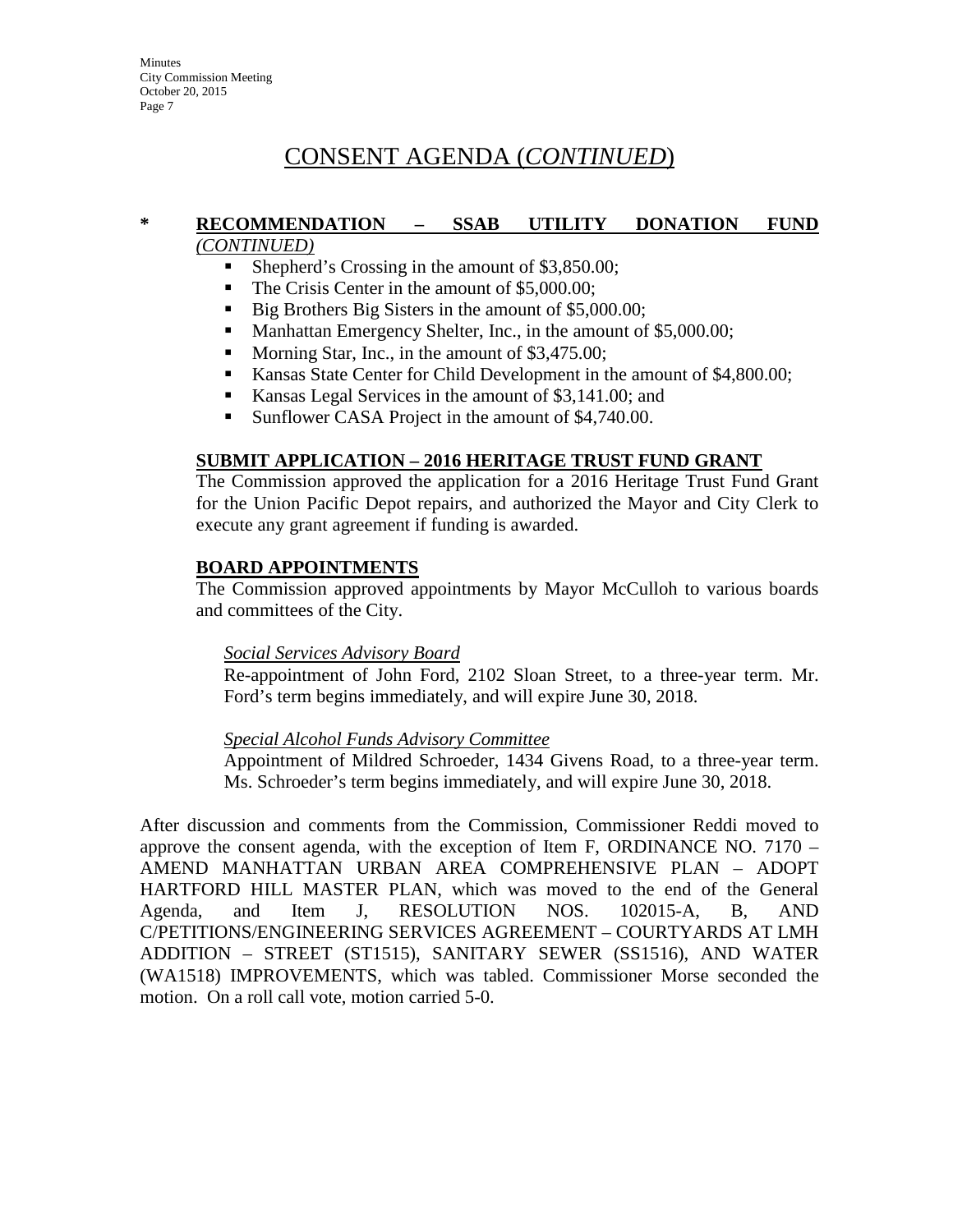# CONSENT AGENDA (*CONTINUED*)

**\* RECOMMENDATION – SSAB UTILITY DONATION FUND** *(CONTINUED)*

- Shepherd's Crossing in the amount of $3,850.00;
- The Crisis Center in the amount of $5,000.00;
- Big Brothers Big Sisters in the amount of $5,000.00;
- Manhattan Emergency Shelter, Inc., in the amount of $5,000.00;
- Morning Star, Inc., in the amount of $3,475.00;
- Kansas State Center for Child Development in the amount of $4,800.00;
- Kansas Legal Services in the amount of $3,141.00; and
- Sunflower CASA Project in the amount of $4,740.00.

**SUBMIT APPLICATION – 2016 HERITAGE TRUST FUND GRANT**

The Commission approved the application for a 2016 Heritage Trust Fund Grant for the Union Pacific Depot repairs, and authorized the Mayor and City Clerk to execute any grant agreement if funding is awarded.

**BOARD APPOINTMENTS**

The Commission approved appointments by Mayor McCulloh to various boards and committees of the City.

*Social Services Advisory Board*

Re-appointment of John Ford, 2102 Sloan Street, to a three-year term. Mr. Ford's term begins immediately, and will expire June 30, 2018.

*Special Alcohol Funds Advisory Committee*

Appointment of Mildred Schroeder, 1434 Givens Road, to a three-year term. Ms. Schroeder's term begins immediately, and will expire June 30, 2018.

After discussion and comments from the Commission, Commissioner Reddi moved to approve the consent agenda, with the exception of Item F, ORDINANCE NO. 7170 – AMEND MANHATTAN URBAN AREA COMPREHENSIVE PLAN – ADOPT HARTFORD HILL MASTER PLAN, which was moved to the end of the General Agenda, and Item J, RESOLUTION NOS. 102015-A, B, AND C/PETITIONS/ENGINEERING SERVICES AGREEMENT – COURTYARDS AT LMH ADDITION – STREET (ST1515), SANITARY SEWER (SS1516), AND WATER (WA1518) IMPROVEMENTS, which was tabled. Commissioner Morse seconded the motion. On a roll call vote, motion carried 5-0.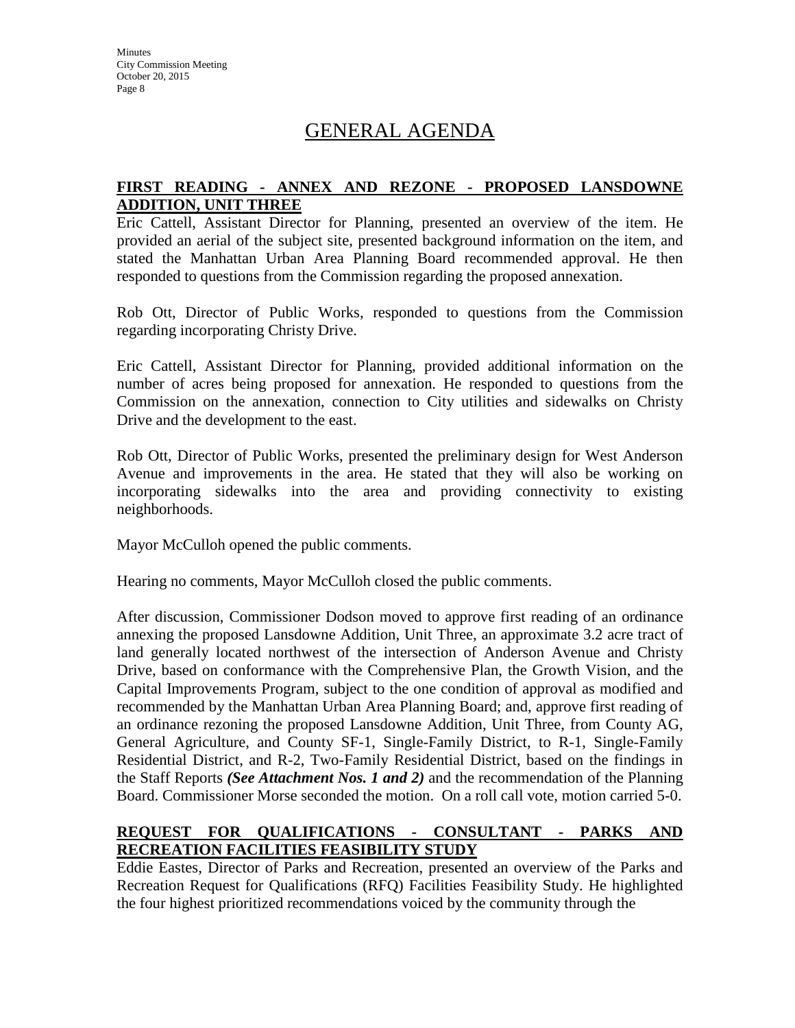# GENERAL AGENDA

**FIRST READING - ANNEX AND REZONE - PROPOSED LANSDOWNE ADDITION, UNIT THREE**

Eric Cattell, Assistant Director for Planning, presented an overview of the item. He provided an aerial of the subject site, presented background information on the item, and stated the Manhattan Urban Area Planning Board recommended approval. He then responded to questions from the Commission regarding the proposed annexation.

Rob Ott, Director of Public Works, responded to questions from the Commission regarding incorporating Christy Drive.

Eric Cattell, Assistant Director for Planning, provided additional information on the number of acres being proposed for annexation. He responded to questions from the Commission on the annexation, connection to City utilities and sidewalks on Christy Drive and the development to the east.

Rob Ott, Director of Public Works, presented the preliminary design for West Anderson Avenue and improvements in the area. He stated that they will also be working on incorporating sidewalks into the area and providing connectivity to existing neighborhoods.

Mayor McCulloh opened the public comments.

Hearing no comments, Mayor McCulloh closed the public comments.

After discussion, Commissioner Dodson moved to approve first reading of an ordinance annexing the proposed Lansdowne Addition, Unit Three, an approximate 3.2 acre tract of land generally located northwest of the intersection of Anderson Avenue and Christy Drive, based on conformance with the Comprehensive Plan, the Growth Vision, and the Capital Improvements Program, subject to the one condition of approval as modified and recommended by the Manhattan Urban Area Planning Board; and, approve first reading of an ordinance rezoning the proposed Lansdowne Addition, Unit Three, from County AG, General Agriculture, and County SF-1, Single-Family District, to R-1, Single-Family Residential District, and R-2, Two-Family Residential District, based on the findings in the Staff Reports ***(See Attachment Nos. 1 and 2)*** and the recommendation of the Planning Board. Commissioner Morse seconded the motion. On a roll call vote, motion carried 5-0.

**REQUEST FOR QUALIFICATIONS - CONSULTANT - PARKS AND RECREATION FACILITIES FEASIBILITY STUDY**

Eddie Eastes, Director of Parks and Recreation, presented an overview of the Parks and Recreation Request for Qualifications (RFQ) Facilities Feasibility Study. He highlighted the four highest prioritized recommendations voiced by the community through the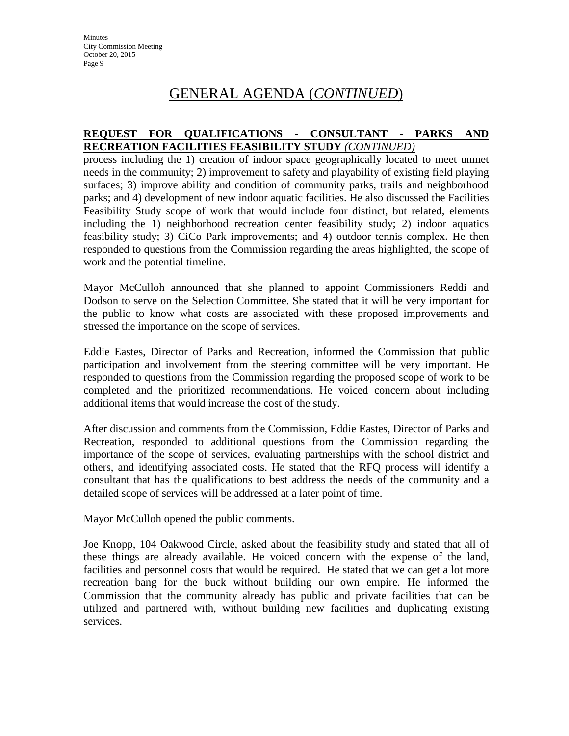# GENERAL AGENDA (*CONTINUED*)

**REQUEST FOR QUALIFICATIONS - CONSULTANT - PARKS AND RECREATION FACILITIES FEASIBILITY STUDY** *(CONTINUED)*

process including the 1) creation of indoor space geographically located to meet unmet needs in the community; 2) improvement to safety and playability of existing field playing surfaces; 3) improve ability and condition of community parks, trails and neighborhood parks; and 4) development of new indoor aquatic facilities. He also discussed the Facilities Feasibility Study scope of work that would include four distinct, but related, elements including the 1) neighborhood recreation center feasibility study; 2) indoor aquatics feasibility study; 3) CiCo Park improvements; and 4) outdoor tennis complex. He then responded to questions from the Commission regarding the areas highlighted, the scope of work and the potential timeline.

Mayor McCulloh announced that she planned to appoint Commissioners Reddi and Dodson to serve on the Selection Committee. She stated that it will be very important for the public to know what costs are associated with these proposed improvements and stressed the importance on the scope of services.

Eddie Eastes, Director of Parks and Recreation, informed the Commission that public participation and involvement from the steering committee will be very important. He responded to questions from the Commission regarding the proposed scope of work to be completed and the prioritized recommendations. He voiced concern about including additional items that would increase the cost of the study.

After discussion and comments from the Commission, Eddie Eastes, Director of Parks and Recreation, responded to additional questions from the Commission regarding the importance of the scope of services, evaluating partnerships with the school district and others, and identifying associated costs. He stated that the RFQ process will identify a consultant that has the qualifications to best address the needs of the community and a detailed scope of services will be addressed at a later point of time.

Mayor McCulloh opened the public comments.

Joe Knopp, 104 Oakwood Circle, asked about the feasibility study and stated that all of these things are already available. He voiced concern with the expense of the land, facilities and personnel costs that would be required. He stated that we can get a lot more recreation bang for the buck without building our own empire. He informed the Commission that the community already has public and private facilities that can be utilized and partnered with, without building new facilities and duplicating existing services.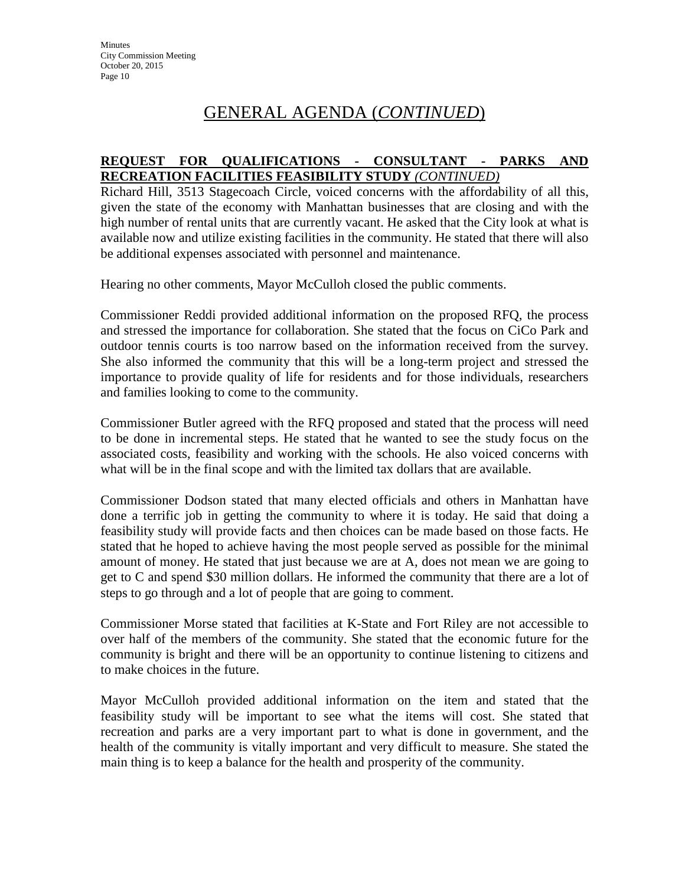# GENERAL AGENDA (*CONTINUED*)

**REQUEST FOR QUALIFICATIONS - CONSULTANT - PARKS AND RECREATION FACILITIES FEASIBILITY STUDY** ***(CONTINUED)***

Richard Hill, 3513 Stagecoach Circle, voiced concerns with the affordability of all this, given the state of the economy with Manhattan businesses that are closing and with the high number of rental units that are currently vacant. He asked that the City look at what is available now and utilize existing facilities in the community. He stated that there will also be additional expenses associated with personnel and maintenance.

Hearing no other comments, Mayor McCulloh closed the public comments.

Commissioner Reddi provided additional information on the proposed RFQ, the process and stressed the importance for collaboration. She stated that the focus on CiCo Park and outdoor tennis courts is too narrow based on the information received from the survey. She also informed the community that this will be a long-term project and stressed the importance to provide quality of life for residents and for those individuals, researchers and families looking to come to the community.

Commissioner Butler agreed with the RFQ proposed and stated that the process will need to be done in incremental steps. He stated that he wanted to see the study focus on the associated costs, feasibility and working with the schools. He also voiced concerns with what will be in the final scope and with the limited tax dollars that are available.

Commissioner Dodson stated that many elected officials and others in Manhattan have done a terrific job in getting the community to where it is today. He said that doing a feasibility study will provide facts and then choices can be made based on those facts. He stated that he hoped to achieve having the most people served as possible for the minimal amount of money. He stated that just because we are at A, does not mean we are going to get to C and spend $30 million dollars. He informed the community that there are a lot of steps to go through and a lot of people that are going to comment.

Commissioner Morse stated that facilities at K-State and Fort Riley are not accessible to over half of the members of the community. She stated that the economic future for the community is bright and there will be an opportunity to continue listening to citizens and to make choices in the future.

Mayor McCulloh provided additional information on the item and stated that the feasibility study will be important to see what the items will cost. She stated that recreation and parks are a very important part to what is done in government, and the health of the community is vitally important and very difficult to measure. She stated the main thing is to keep a balance for the health and prosperity of the community.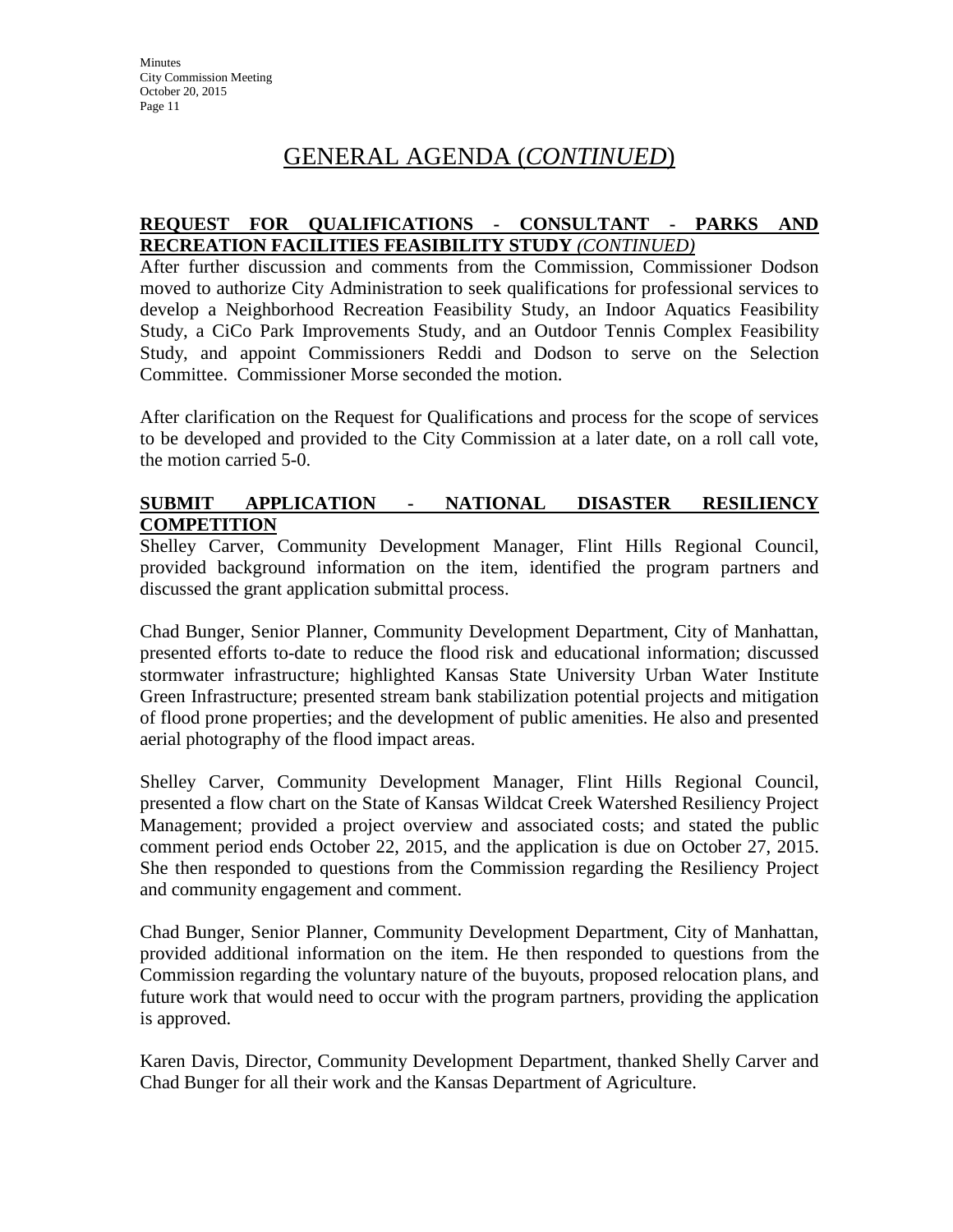# GENERAL AGENDA (*CONTINUED*)

**REQUEST FOR QUALIFICATIONS - CONSULTANT - PARKS AND RECREATION FACILITIES FEASIBILITY STUDY** ***(CONTINUED)***

After further discussion and comments from the Commission, Commissioner Dodson moved to authorize City Administration to seek qualifications for professional services to develop a Neighborhood Recreation Feasibility Study, an Indoor Aquatics Feasibility Study, a CiCo Park Improvements Study, and an Outdoor Tennis Complex Feasibility Study, and appoint Commissioners Reddi and Dodson to serve on the Selection Committee. Commissioner Morse seconded the motion.

After clarification on the Request for Qualifications and process for the scope of services to be developed and provided to the City Commission at a later date, on a roll call vote, the motion carried 5-0.

**SUBMIT APPLICATION - NATIONAL DISASTER RESILIENCY COMPETITION**

Shelley Carver, Community Development Manager, Flint Hills Regional Council, provided background information on the item, identified the program partners and discussed the grant application submittal process.

Chad Bunger, Senior Planner, Community Development Department, City of Manhattan, presented efforts to-date to reduce the flood risk and educational information; discussed stormwater infrastructure; highlighted Kansas State University Urban Water Institute Green Infrastructure; presented stream bank stabilization potential projects and mitigation of flood prone properties; and the development of public amenities. He also and presented aerial photography of the flood impact areas.

Shelley Carver, Community Development Manager, Flint Hills Regional Council, presented a flow chart on the State of Kansas Wildcat Creek Watershed Resiliency Project Management; provided a project overview and associated costs; and stated the public comment period ends October 22, 2015, and the application is due on October 27, 2015. She then responded to questions from the Commission regarding the Resiliency Project and community engagement and comment.

Chad Bunger, Senior Planner, Community Development Department, City of Manhattan, provided additional information on the item. He then responded to questions from the Commission regarding the voluntary nature of the buyouts, proposed relocation plans, and future work that would need to occur with the program partners, providing the application is approved.

Karen Davis, Director, Community Development Department, thanked Shelly Carver and Chad Bunger for all their work and the Kansas Department of Agriculture.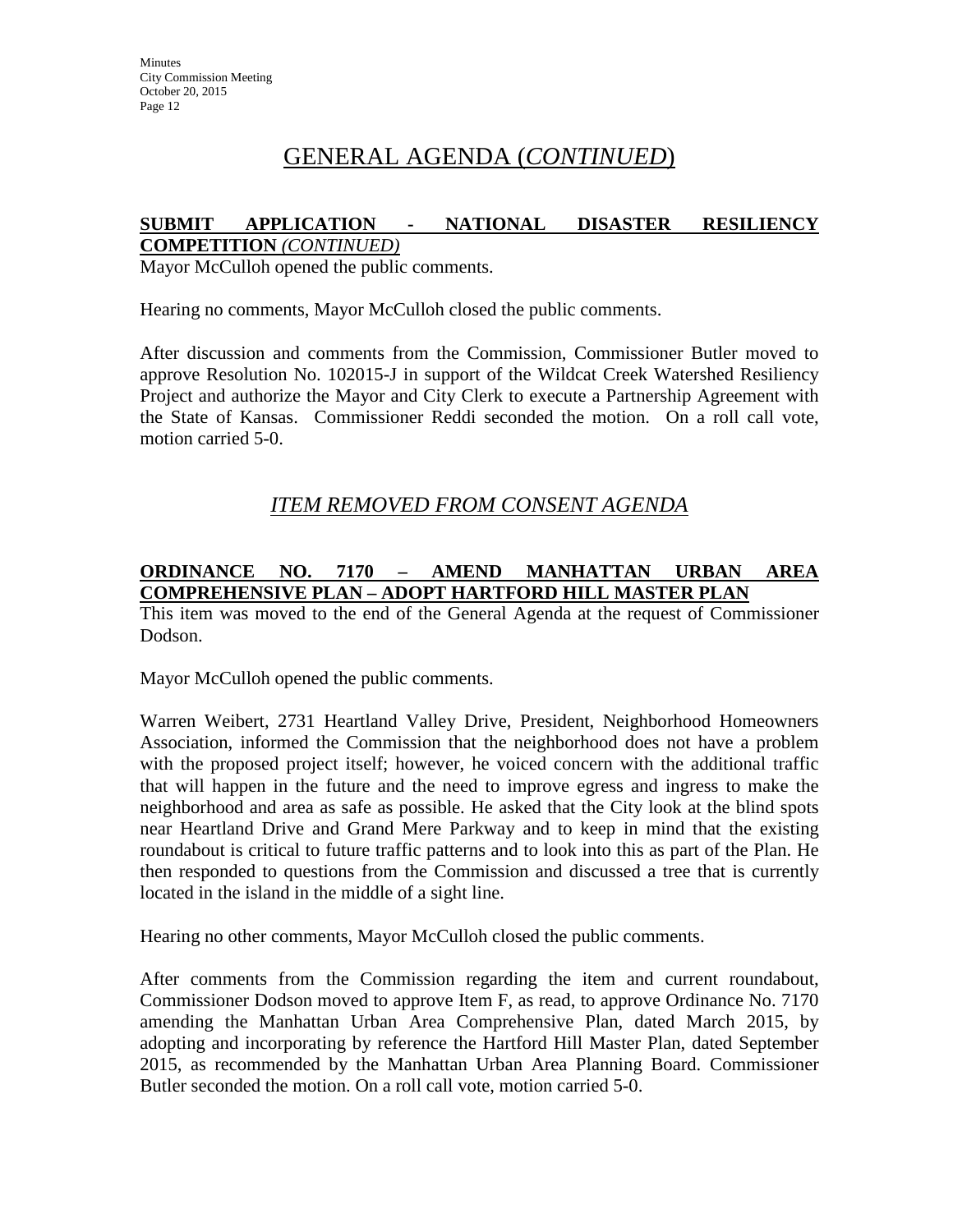# GENERAL AGENDA (*CONTINUED*)

**SUBMIT APPLICATION - NATIONAL DISASTER RESILIENCY COMPETITION** ***(CONTINUED)***

Mayor McCulloh opened the public comments.

Hearing no comments, Mayor McCulloh closed the public comments.

After discussion and comments from the Commission, Commissioner Butler moved to approve Resolution No. 102015-J in support of the Wildcat Creek Watershed Resiliency Project and authorize the Mayor and City Clerk to execute a Partnership Agreement with the State of Kansas. Commissioner Reddi seconded the motion. On a roll call vote, motion carried 5-0.

## *ITEM REMOVED FROM CONSENT AGENDA*

**ORDINANCE NO. 7170 – AMEND MANHATTAN URBAN AREA COMPREHENSIVE PLAN – ADOPT HARTFORD HILL MASTER PLAN**

This item was moved to the end of the General Agenda at the request of Commissioner Dodson.

Mayor McCulloh opened the public comments.

Warren Weibert, 2731 Heartland Valley Drive, President, Neighborhood Homeowners Association, informed the Commission that the neighborhood does not have a problem with the proposed project itself; however, he voiced concern with the additional traffic that will happen in the future and the need to improve egress and ingress to make the neighborhood and area as safe as possible. He asked that the City look at the blind spots near Heartland Drive and Grand Mere Parkway and to keep in mind that the existing roundabout is critical to future traffic patterns and to look into this as part of the Plan. He then responded to questions from the Commission and discussed a tree that is currently located in the island in the middle of a sight line.

Hearing no other comments, Mayor McCulloh closed the public comments.

After comments from the Commission regarding the item and current roundabout, Commissioner Dodson moved to approve Item F, as read, to approve Ordinance No. 7170 amending the Manhattan Urban Area Comprehensive Plan, dated March 2015, by adopting and incorporating by reference the Hartford Hill Master Plan, dated September 2015, as recommended by the Manhattan Urban Area Planning Board. Commissioner Butler seconded the motion. On a roll call vote, motion carried 5-0.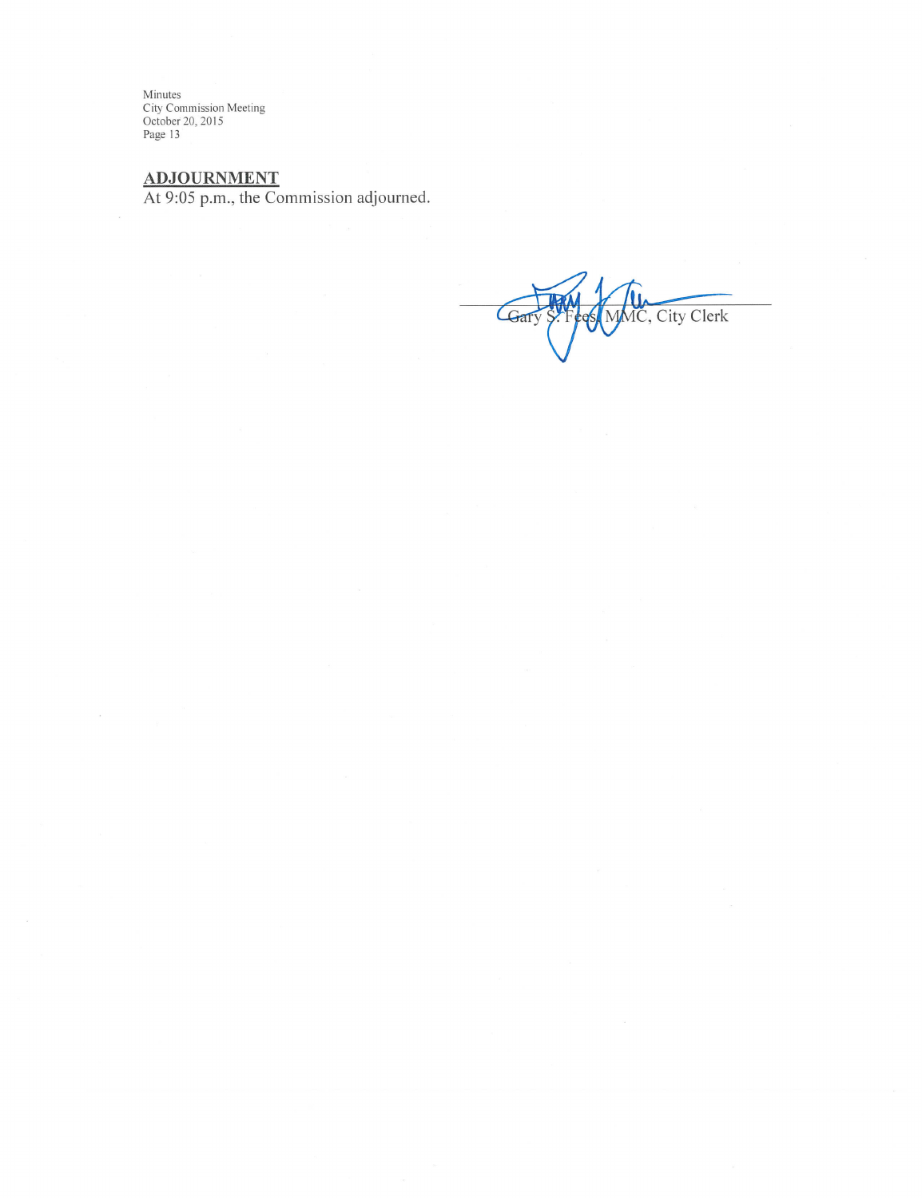## ADJOURNMENT

At 9:05 p.m., the Commission adjourned.

Gary S. Fees, MMC, City Clerk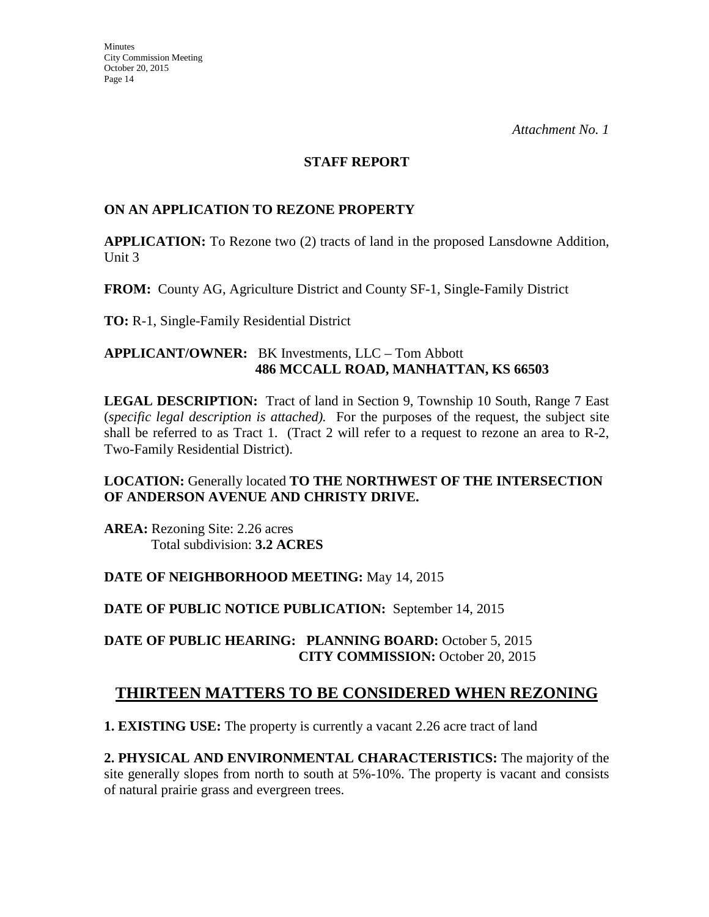*Attachment No. 1*

## STAFF REPORT

### ON AN APPLICATION TO REZONE PROPERTY

**APPLICATION:** To Rezone two (2) tracts of land in the proposed Lansdowne Addition, Unit 3

**FROM:** County AG, Agriculture District and County SF-1, Single-Family District

**TO:** R-1, Single-Family Residential District

**APPLICANT/OWNER:** BK Investments, LLC – Tom Abbott
**486 MCCALL ROAD, MANHATTAN, KS 66503**

**LEGAL DESCRIPTION:** Tract of land in Section 9, Township 10 South, Range 7 East (*specific legal description is attached).* For the purposes of the request, the subject site shall be referred to as Tract 1. (Tract 2 will refer to a request to rezone an area to R-2, Two-Family Residential District).

**LOCATION:** Generally located **TO THE NORTHWEST OF THE INTERSECTION OF ANDERSON AVENUE AND CHRISTY DRIVE.**

**AREA:** Rezoning Site: 2.26 acres
Total subdivision: **3.2 ACRES**

**DATE OF NEIGHBORHOOD MEETING:** May 14, 2015

**DATE OF PUBLIC NOTICE PUBLICATION:** September 14, 2015

**DATE OF PUBLIC HEARING:** **PLANNING BOARD:** October 5, 2015
**CITY COMMISSION:** October 20, 2015

## THIRTEEN MATTERS TO BE CONSIDERED WHEN REZONING

**1. EXISTING USE:** The property is currently a vacant 2.26 acre tract of land

**2. PHYSICAL AND ENVIRONMENTAL CHARACTERISTICS:** The majority of the site generally slopes from north to south at 5%-10%. The property is vacant and consists of natural prairie grass and evergreen trees.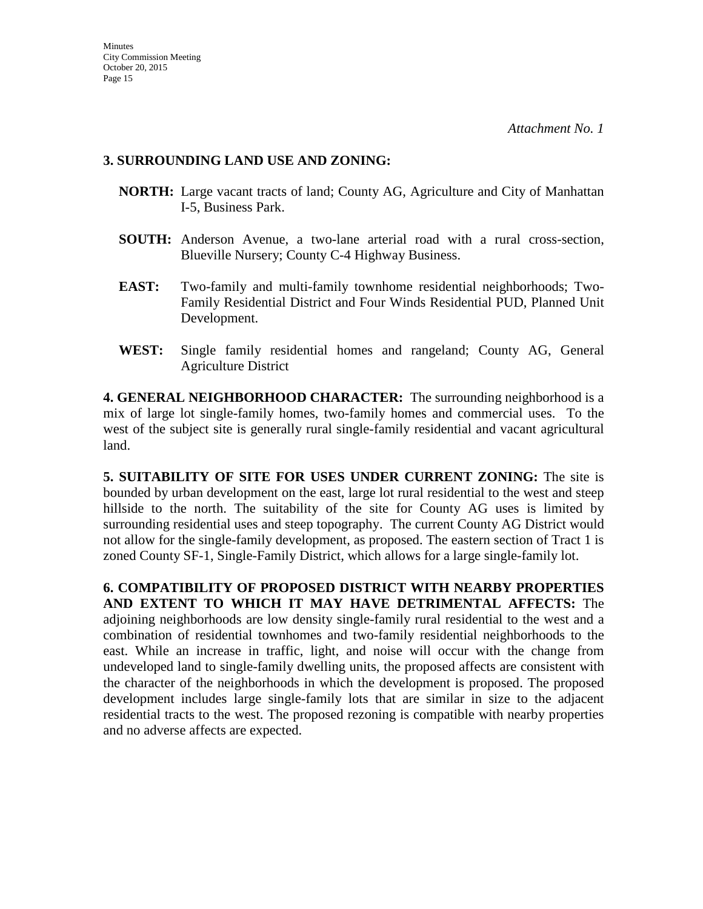*Attachment No. 1*

**3. SURROUNDING LAND USE AND ZONING:**

**NORTH:** Large vacant tracts of land; County AG, Agriculture and City of Manhattan I-5, Business Park.

**SOUTH:** Anderson Avenue, a two-lane arterial road with a rural cross-section, Blueville Nursery; County C-4 Highway Business.

**EAST:** Two-family and multi-family townhome residential neighborhoods; Two-Family Residential District and Four Winds Residential PUD, Planned Unit Development.

**WEST:** Single family residential homes and rangeland; County AG, General Agriculture District

**4. GENERAL NEIGHBORHOOD CHARACTER:** The surrounding neighborhood is a mix of large lot single-family homes, two-family homes and commercial uses. To the west of the subject site is generally rural single-family residential and vacant agricultural land.

**5. SUITABILITY OF SITE FOR USES UNDER CURRENT ZONING:** The site is bounded by urban development on the east, large lot rural residential to the west and steep hillside to the north. The suitability of the site for County AG uses is limited by surrounding residential uses and steep topography. The current County AG District would not allow for the single-family development, as proposed. The eastern section of Tract 1 is zoned County SF-1, Single-Family District, which allows for a large single-family lot.

**6. COMPATIBILITY OF PROPOSED DISTRICT WITH NEARBY PROPERTIES AND EXTENT TO WHICH IT MAY HAVE DETRIMENTAL AFFECTS:** The adjoining neighborhoods are low density single-family rural residential to the west and a combination of residential townhomes and two-family residential neighborhoods to the east. While an increase in traffic, light, and noise will occur with the change from undeveloped land to single-family dwelling units, the proposed affects are consistent with the character of the neighborhoods in which the development is proposed. The proposed development includes large single-family lots that are similar in size to the adjacent residential tracts to the west. The proposed rezoning is compatible with nearby properties and no adverse affects are expected.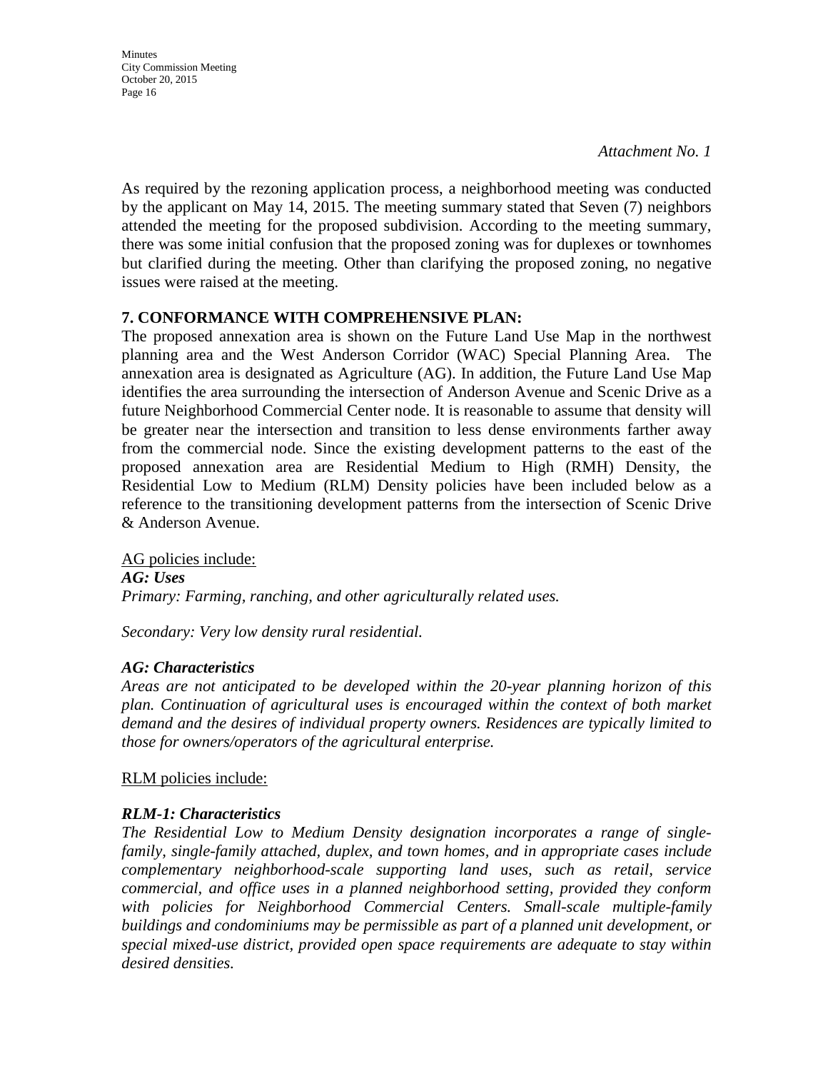*Attachment No. 1*

As required by the rezoning application process, a neighborhood meeting was conducted by the applicant on May 14, 2015. The meeting summary stated that Seven (7) neighbors attended the meeting for the proposed subdivision. According to the meeting summary, there was some initial confusion that the proposed zoning was for duplexes or townhomes but clarified during the meeting. Other than clarifying the proposed zoning, no negative issues were raised at the meeting.

**7. CONFORMANCE WITH COMPREHENSIVE PLAN:**

The proposed annexation area is shown on the Future Land Use Map in the northwest planning area and the West Anderson Corridor (WAC) Special Planning Area. The annexation area is designated as Agriculture (AG). In addition, the Future Land Use Map identifies the area surrounding the intersection of Anderson Avenue and Scenic Drive as a future Neighborhood Commercial Center node. It is reasonable to assume that density will be greater near the intersection and transition to less dense environments farther away from the commercial node. Since the existing development patterns to the east of the proposed annexation area are Residential Medium to High (RMH) Density, the Residential Low to Medium (RLM) Density policies have been included below as a reference to the transitioning development patterns from the intersection of Scenic Drive & Anderson Avenue.

<u>AG policies include:</u>

***AG: Uses***

*Primary: Farming, ranching, and other agriculturally related uses.*

*Secondary: Very low density rural residential.*

***AG: Characteristics***

*Areas are not anticipated to be developed within the 20-year planning horizon of this plan. Continuation of agricultural uses is encouraged within the context of both market demand and the desires of individual property owners. Residences are typically limited to those for owners/operators of the agricultural enterprise.*

<u>RLM policies include:</u>

***RLM-1: Characteristics***

*The Residential Low to Medium Density designation incorporates a range of single-family, single-family attached, duplex, and town homes, and in appropriate cases include complementary neighborhood-scale supporting land uses, such as retail, service commercial, and office uses in a planned neighborhood setting, provided they conform with policies for Neighborhood Commercial Centers. Small-scale multiple-family buildings and condominiums may be permissible as part of a planned unit development, or special mixed-use district, provided open space requirements are adequate to stay within desired densities.*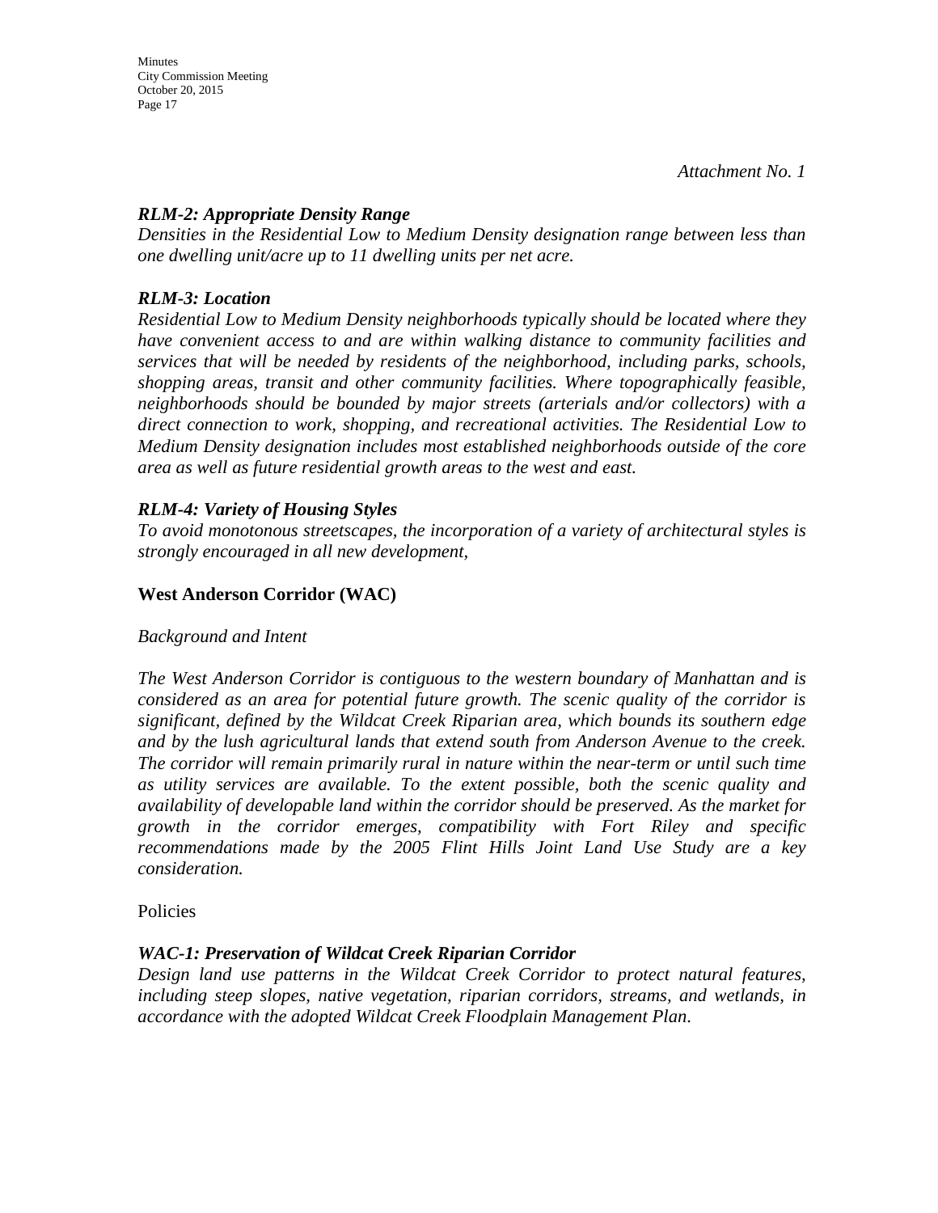*Attachment No. 1*

***RLM-2: Appropriate Density Range***
*Densities in the Residential Low to Medium Density designation range between less than one dwelling unit/acre up to 11 dwelling units per net acre.*

***RLM-3: Location***
*Residential Low to Medium Density neighborhoods typically should be located where they have convenient access to and are within walking distance to community facilities and services that will be needed by residents of the neighborhood, including parks, schools, shopping areas, transit and other community facilities. Where topographically feasible, neighborhoods should be bounded by major streets (arterials and/or collectors) with a direct connection to work, shopping, and recreational activities. The Residential Low to Medium Density designation includes most established neighborhoods outside of the core area as well as future residential growth areas to the west and east.*

***RLM-4: Variety of Housing Styles***
*To avoid monotonous streetscapes, the incorporation of a variety of architectural styles is strongly encouraged in all new development,*

**West Anderson Corridor (WAC)**

*Background and Intent*

*The West Anderson Corridor is contiguous to the western boundary of Manhattan and is considered as an area for potential future growth. The scenic quality of the corridor is significant, defined by the Wildcat Creek Riparian area, which bounds its southern edge and by the lush agricultural lands that extend south from Anderson Avenue to the creek. The corridor will remain primarily rural in nature within the near-term or until such time as utility services are available. To the extent possible, both the scenic quality and availability of developable land within the corridor should be preserved. As the market for growth in the corridor emerges, compatibility with Fort Riley and specific recommendations made by the 2005 Flint Hills Joint Land Use Study are a key consideration.*

Policies

***WAC-1: Preservation of Wildcat Creek Riparian Corridor***
*Design land use patterns in the Wildcat Creek Corridor to protect natural features, including steep slopes, native vegetation, riparian corridors, streams, and wetlands, in accordance with the adopted Wildcat Creek Floodplain Management Plan.*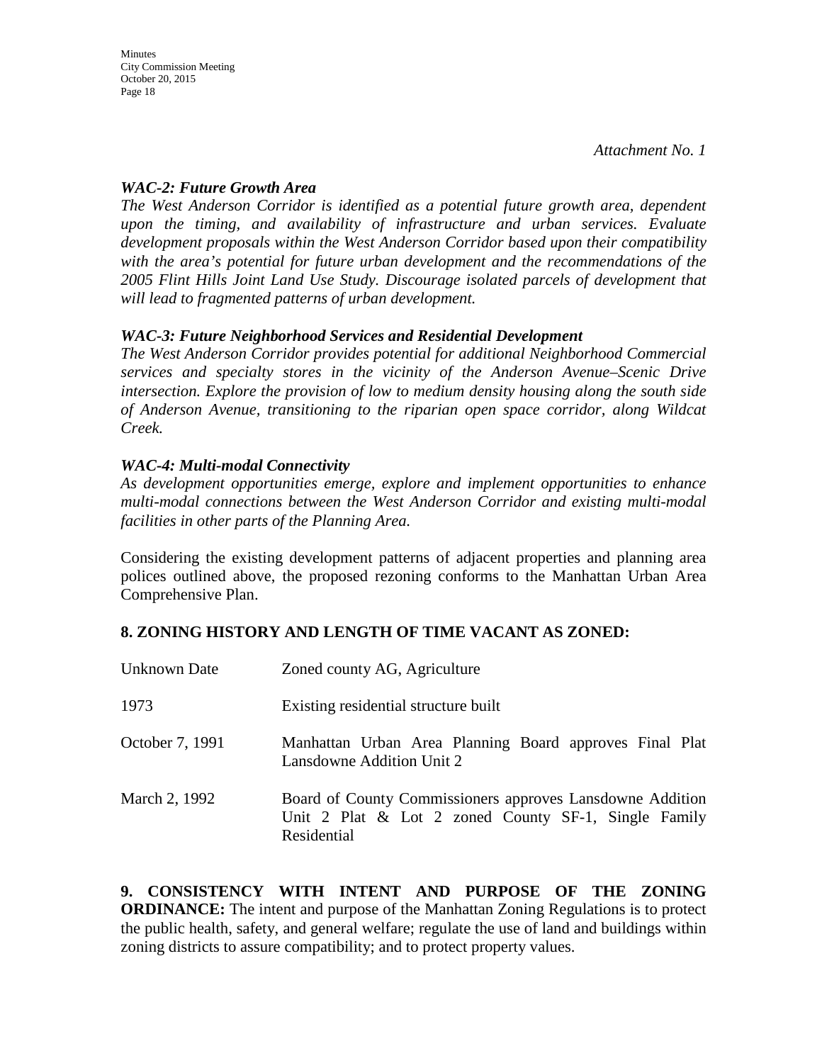*Attachment No. 1*

***WAC-2: Future Growth Area***

*The West Anderson Corridor is identified as a potential future growth area, dependent upon the timing, and availability of infrastructure and urban services. Evaluate development proposals within the West Anderson Corridor based upon their compatibility with the area's potential for future urban development and the recommendations of the 2005 Flint Hills Joint Land Use Study. Discourage isolated parcels of development that will lead to fragmented patterns of urban development.*

***WAC-3: Future Neighborhood Services and Residential Development***

*The West Anderson Corridor provides potential for additional Neighborhood Commercial services and specialty stores in the vicinity of the Anderson Avenue–Scenic Drive intersection. Explore the provision of low to medium density housing along the south side of Anderson Avenue, transitioning to the riparian open space corridor, along Wildcat Creek.*

***WAC-4: Multi-modal Connectivity***

*As development opportunities emerge, explore and implement opportunities to enhance multi-modal connections between the West Anderson Corridor and existing multi-modal facilities in other parts of the Planning Area.*

Considering the existing development patterns of adjacent properties and planning area polices outlined above, the proposed rezoning conforms to the Manhattan Urban Area Comprehensive Plan.

**8. ZONING HISTORY AND LENGTH OF TIME VACANT AS ZONED:**

| | |
|---|---|
| Unknown Date | Zoned county AG, Agriculture |
| 1973 | Existing residential structure built |
| October 7, 1991 | Manhattan Urban Area Planning Board approves Final Plat Lansdowne Addition Unit 2 |
| March 2, 1992 | Board of County Commissioners approves Lansdowne Addition Unit 2 Plat & Lot 2 zoned County SF-1, Single Family Residential |

**9. CONSISTENCY WITH INTENT AND PURPOSE OF THE ZONING ORDINANCE:** The intent and purpose of the Manhattan Zoning Regulations is to protect the public health, safety, and general welfare; regulate the use of land and buildings within zoning districts to assure compatibility; and to protect property values.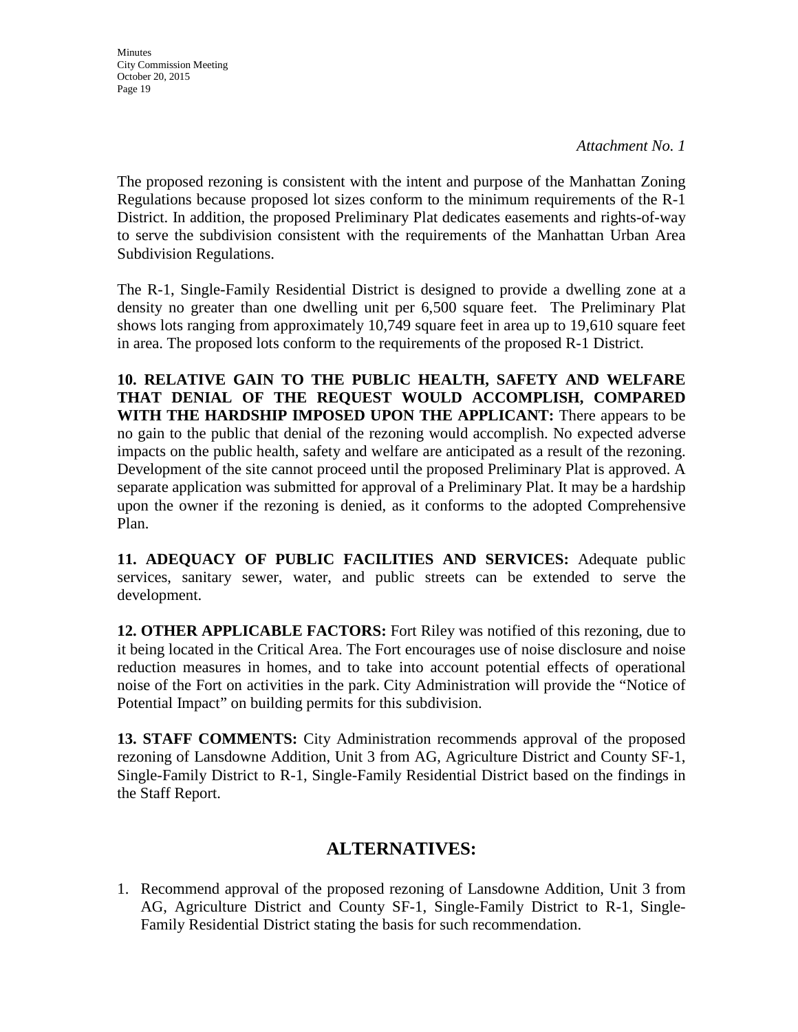*Attachment No. 1*

The proposed rezoning is consistent with the intent and purpose of the Manhattan Zoning Regulations because proposed lot sizes conform to the minimum requirements of the R-1 District. In addition, the proposed Preliminary Plat dedicates easements and rights-of-way to serve the subdivision consistent with the requirements of the Manhattan Urban Area Subdivision Regulations.

The R-1, Single-Family Residential District is designed to provide a dwelling zone at a density no greater than one dwelling unit per 6,500 square feet. The Preliminary Plat shows lots ranging from approximately 10,749 square feet in area up to 19,610 square feet in area. The proposed lots conform to the requirements of the proposed R-1 District.

**10. RELATIVE GAIN TO THE PUBLIC HEALTH, SAFETY AND WELFARE THAT DENIAL OF THE REQUEST WOULD ACCOMPLISH, COMPARED WITH THE HARDSHIP IMPOSED UPON THE APPLICANT:** There appears to be no gain to the public that denial of the rezoning would accomplish. No expected adverse impacts on the public health, safety and welfare are anticipated as a result of the rezoning. Development of the site cannot proceed until the proposed Preliminary Plat is approved. A separate application was submitted for approval of a Preliminary Plat. It may be a hardship upon the owner if the rezoning is denied, as it conforms to the adopted Comprehensive Plan.

**11. ADEQUACY OF PUBLIC FACILITIES AND SERVICES:** Adequate public services, sanitary sewer, water, and public streets can be extended to serve the development.

**12. OTHER APPLICABLE FACTORS:** Fort Riley was notified of this rezoning, due to it being located in the Critical Area. The Fort encourages use of noise disclosure and noise reduction measures in homes, and to take into account potential effects of operational noise of the Fort on activities in the park. City Administration will provide the "Notice of Potential Impact" on building permits for this subdivision.

**13. STAFF COMMENTS:** City Administration recommends approval of the proposed rezoning of Lansdowne Addition, Unit 3 from AG, Agriculture District and County SF-1, Single-Family District to R-1, Single-Family Residential District based on the findings in the Staff Report.

## ALTERNATIVES:

1. Recommend approval of the proposed rezoning of Lansdowne Addition, Unit 3 from AG, Agriculture District and County SF-1, Single-Family District to R-1, Single-Family Residential District stating the basis for such recommendation.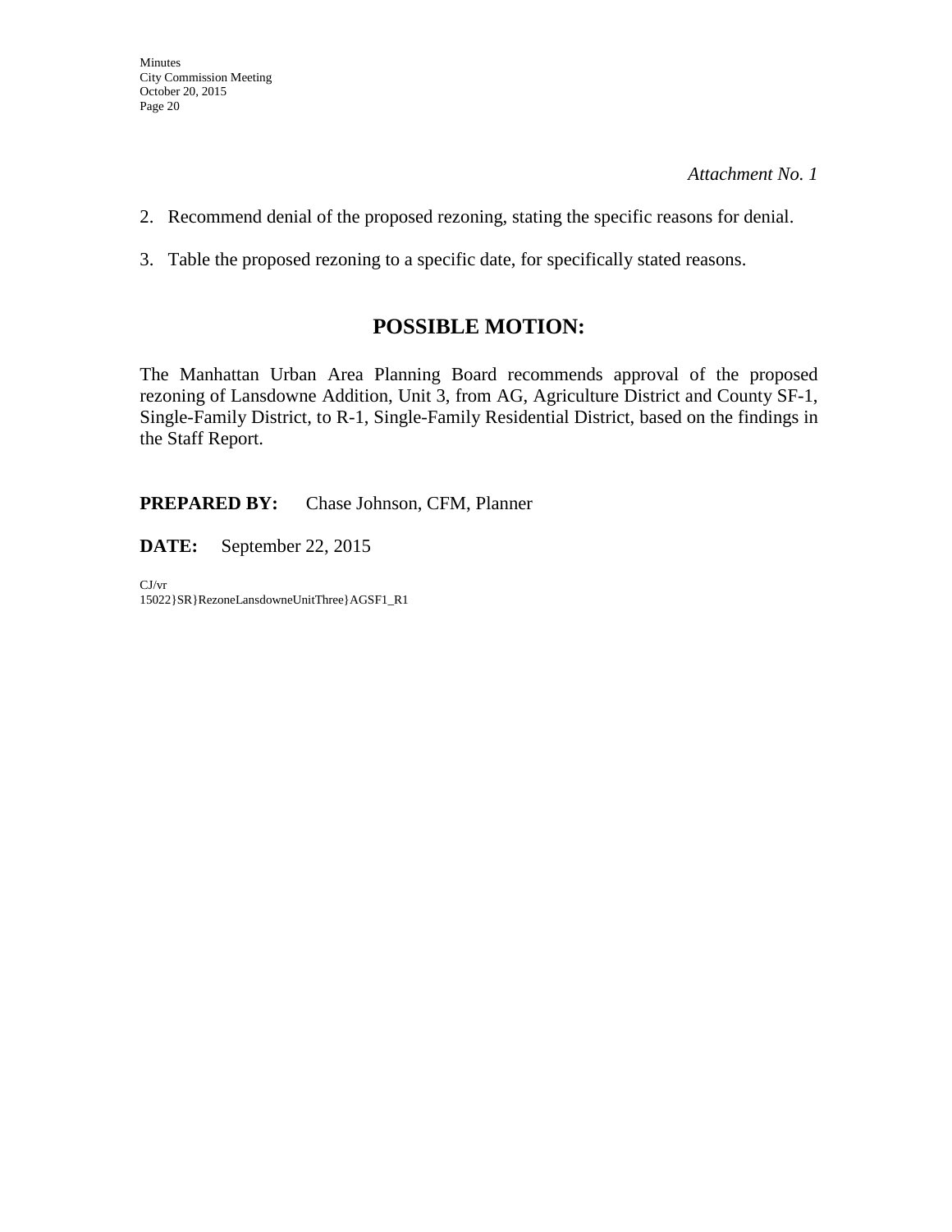*Attachment No. 1*

2. Recommend denial of the proposed rezoning, stating the specific reasons for denial.

3. Table the proposed rezoning to a specific date, for specifically stated reasons.

## POSSIBLE MOTION:

The Manhattan Urban Area Planning Board recommends approval of the proposed rezoning of Lansdowne Addition, Unit 3, from AG, Agriculture District and County SF-1, Single-Family District, to R-1, Single-Family Residential District, based on the findings in the Staff Report.

**PREPARED BY:** Chase Johnson, CFM, Planner

**DATE:** September 22, 2015

CJ/vr
15022}SR}RezoneLansdowneUnitThree}AGSF1_R1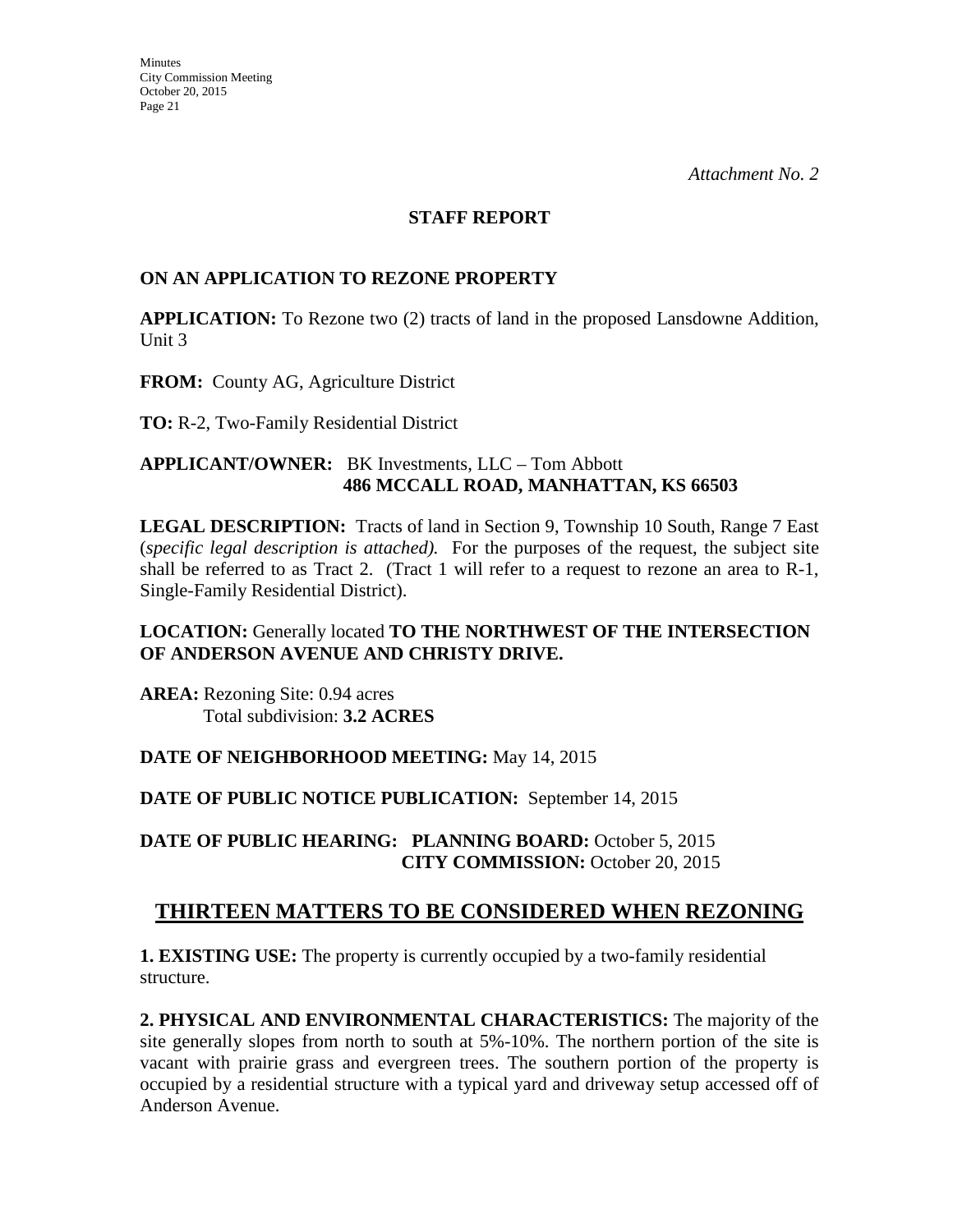*Attachment No. 2*

**STAFF REPORT**

**ON AN APPLICATION TO REZONE PROPERTY**

**APPLICATION:** To Rezone two (2) tracts of land in the proposed Lansdowne Addition, Unit 3

**FROM:** County AG, Agriculture District

**TO:** R-2, Two-Family Residential District

**APPLICANT/OWNER:** BK Investments, LLC – Tom Abbott
**486 MCCALL ROAD, MANHATTAN, KS 66503**

**LEGAL DESCRIPTION:** Tracts of land in Section 9, Township 10 South, Range 7 East (*specific legal description is attached).* For the purposes of the request, the subject site shall be referred to as Tract 2. (Tract 1 will refer to a request to rezone an area to R-1, Single-Family Residential District).

**LOCATION:** Generally located **TO THE NORTHWEST OF THE INTERSECTION OF ANDERSON AVENUE AND CHRISTY DRIVE.**

**AREA:** Rezoning Site: 0.94 acres
Total subdivision: **3.2 ACRES**

**DATE OF NEIGHBORHOOD MEETING:** May 14, 2015

**DATE OF PUBLIC NOTICE PUBLICATION:** September 14, 2015

**DATE OF PUBLIC HEARING: PLANNING BOARD:** October 5, 2015
**CITY COMMISSION:** October 20, 2015

## THIRTEEN MATTERS TO BE CONSIDERED WHEN REZONING

**1. EXISTING USE:** The property is currently occupied by a two-family residential structure.

**2. PHYSICAL AND ENVIRONMENTAL CHARACTERISTICS:** The majority of the site generally slopes from north to south at 5%-10%. The northern portion of the site is vacant with prairie grass and evergreen trees. The southern portion of the property is occupied by a residential structure with a typical yard and driveway setup accessed off of Anderson Avenue.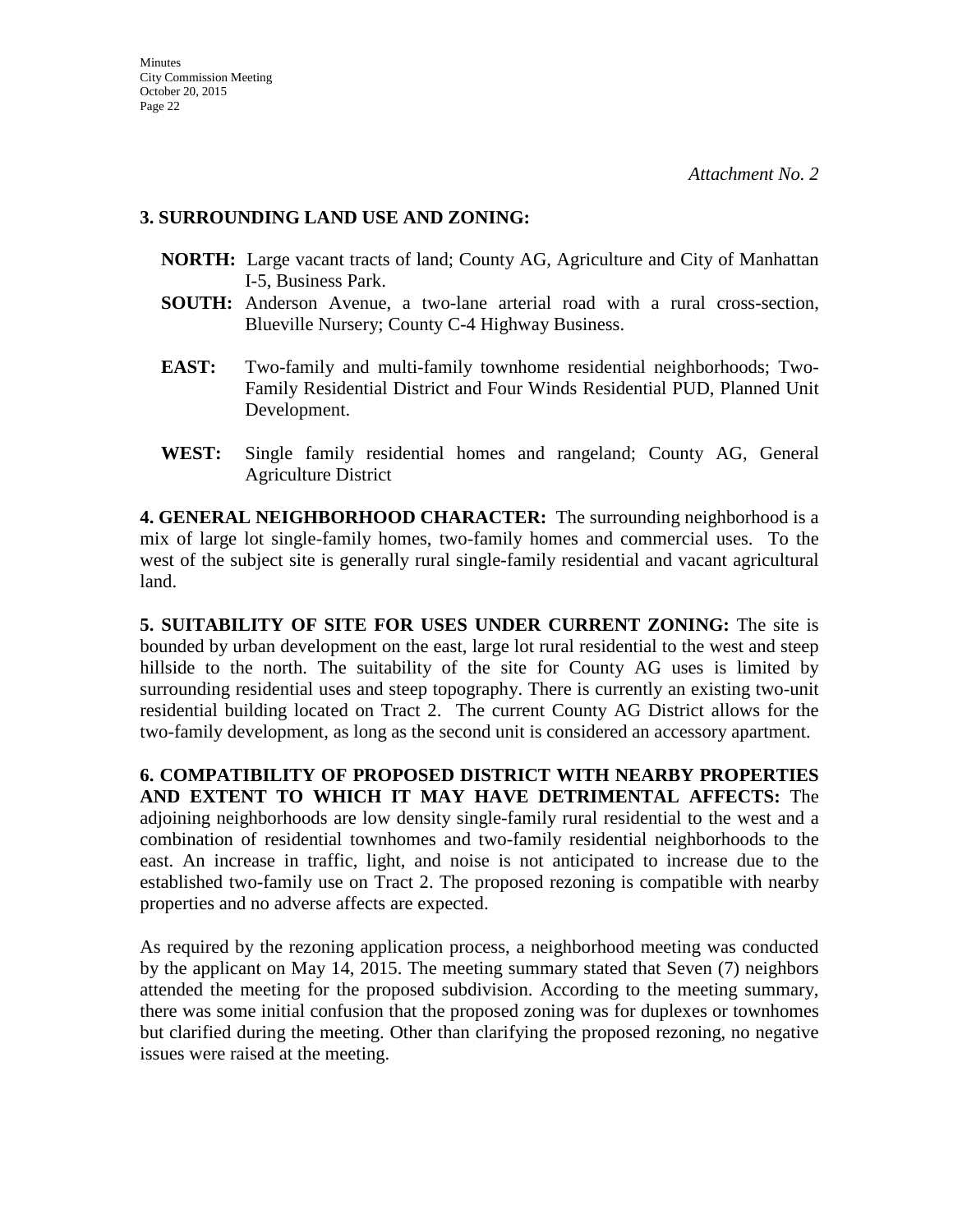*Attachment No. 2*

**3. SURROUNDING LAND USE AND ZONING:**

- **NORTH:** Large vacant tracts of land; County AG, Agriculture and City of Manhattan I-5, Business Park.
- **SOUTH:** Anderson Avenue, a two-lane arterial road with a rural cross-section, Blueville Nursery; County C-4 Highway Business.
- **EAST:** Two-family and multi-family townhome residential neighborhoods; Two-Family Residential District and Four Winds Residential PUD, Planned Unit Development.
- **WEST:** Single family residential homes and rangeland; County AG, General Agriculture District

**4. GENERAL NEIGHBORHOOD CHARACTER:** The surrounding neighborhood is a mix of large lot single-family homes, two-family homes and commercial uses. To the west of the subject site is generally rural single-family residential and vacant agricultural land.

**5. SUITABILITY OF SITE FOR USES UNDER CURRENT ZONING:** The site is bounded by urban development on the east, large lot rural residential to the west and steep hillside to the north. The suitability of the site for County AG uses is limited by surrounding residential uses and steep topography. There is currently an existing two-unit residential building located on Tract 2. The current County AG District allows for the two-family development, as long as the second unit is considered an accessory apartment.

**6. COMPATIBILITY OF PROPOSED DISTRICT WITH NEARBY PROPERTIES AND EXTENT TO WHICH IT MAY HAVE DETRIMENTAL AFFECTS:** The adjoining neighborhoods are low density single-family rural residential to the west and a combination of residential townhomes and two-family residential neighborhoods to the east. An increase in traffic, light, and noise is not anticipated to increase due to the established two-family use on Tract 2. The proposed rezoning is compatible with nearby properties and no adverse affects are expected.

As required by the rezoning application process, a neighborhood meeting was conducted by the applicant on May 14, 2015. The meeting summary stated that Seven (7) neighbors attended the meeting for the proposed subdivision. According to the meeting summary, there was some initial confusion that the proposed zoning was for duplexes or townhomes but clarified during the meeting. Other than clarifying the proposed rezoning, no negative issues were raised at the meeting.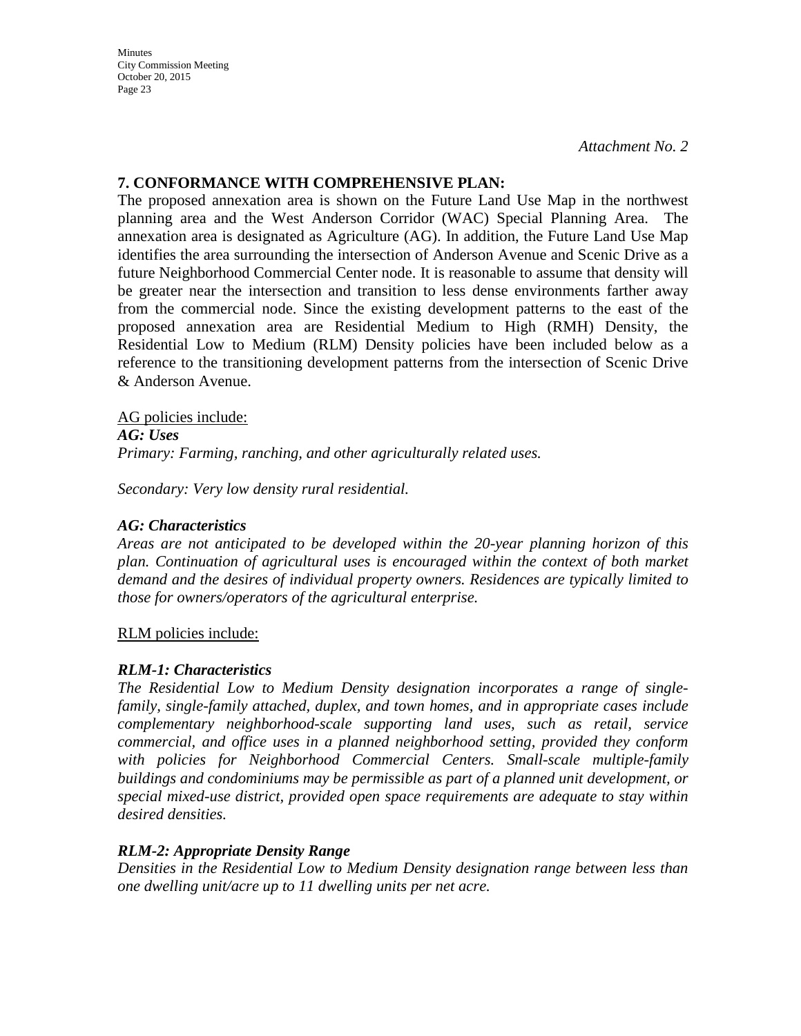*Attachment No. 2*

## 7. CONFORMANCE WITH COMPREHENSIVE PLAN:

The proposed annexation area is shown on the Future Land Use Map in the northwest planning area and the West Anderson Corridor (WAC) Special Planning Area. The annexation area is designated as Agriculture (AG). In addition, the Future Land Use Map identifies the area surrounding the intersection of Anderson Avenue and Scenic Drive as a future Neighborhood Commercial Center node. It is reasonable to assume that density will be greater near the intersection and transition to less dense environments farther away from the commercial node. Since the existing development patterns to the east of the proposed annexation area are Residential Medium to High (RMH) Density, the Residential Low to Medium (RLM) Density policies have been included below as a reference to the transitioning development patterns from the intersection of Scenic Drive & Anderson Avenue.

<u>AG policies include:</u>

***AG: Uses***

*Primary: Farming, ranching, and other agriculturally related uses.*

*Secondary: Very low density rural residential.*

***AG: Characteristics***

*Areas are not anticipated to be developed within the 20-year planning horizon of this plan. Continuation of agricultural uses is encouraged within the context of both market demand and the desires of individual property owners. Residences are typically limited to those for owners/operators of the agricultural enterprise.*

<u>RLM policies include:</u>

***RLM-1: Characteristics***

*The Residential Low to Medium Density designation incorporates a range of single-family, single-family attached, duplex, and town homes, and in appropriate cases include complementary neighborhood-scale supporting land uses, such as retail, service commercial, and office uses in a planned neighborhood setting, provided they conform with policies for Neighborhood Commercial Centers. Small-scale multiple-family buildings and condominiums may be permissible as part of a planned unit development, or special mixed-use district, provided open space requirements are adequate to stay within desired densities.*

***RLM-2: Appropriate Density Range***

*Densities in the Residential Low to Medium Density designation range between less than one dwelling unit/acre up to 11 dwelling units per net acre.*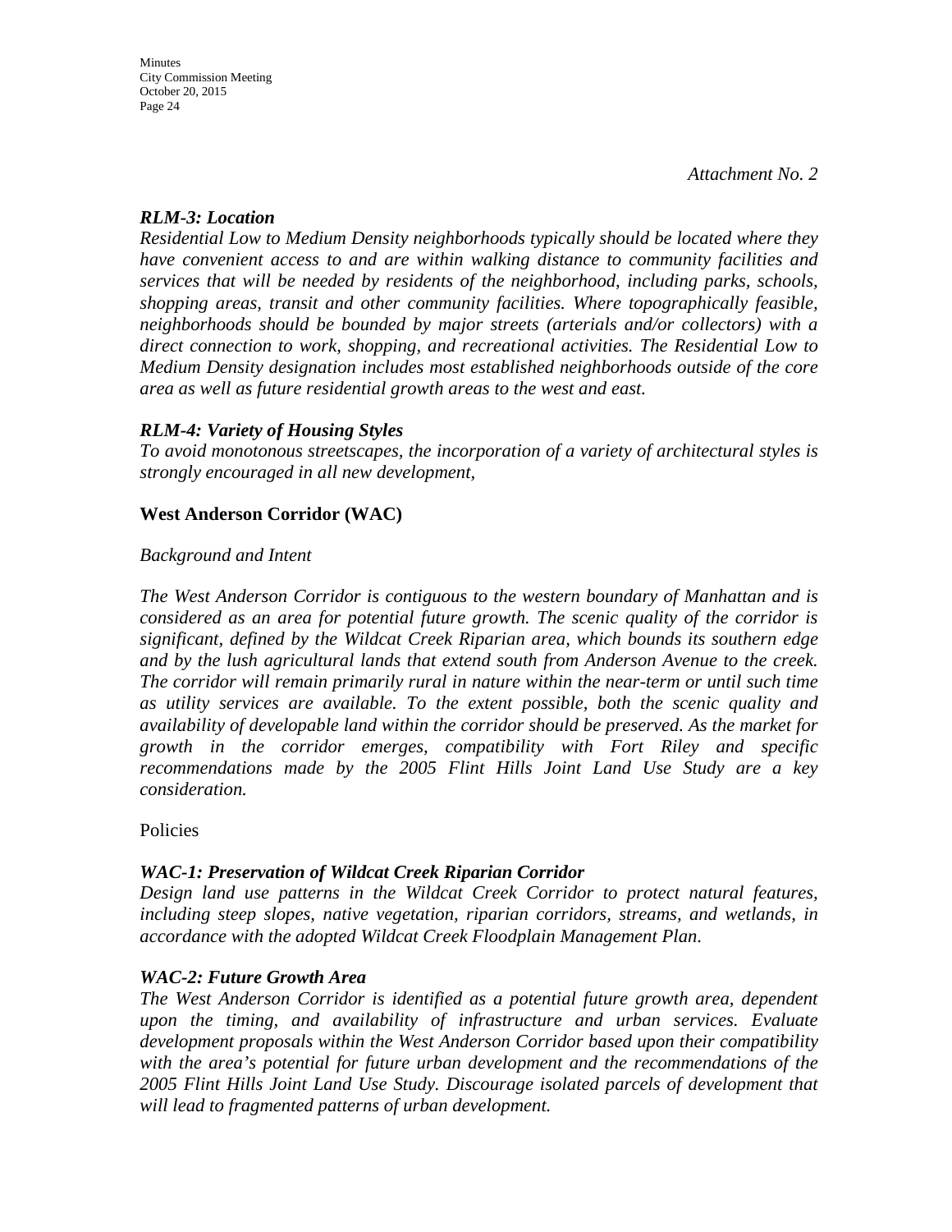*Attachment No. 2*

***RLM-3: Location***
*Residential Low to Medium Density neighborhoods typically should be located where they have convenient access to and are within walking distance to community facilities and services that will be needed by residents of the neighborhood, including parks, schools, shopping areas, transit and other community facilities. Where topographically feasible, neighborhoods should be bounded by major streets (arterials and/or collectors) with a direct connection to work, shopping, and recreational activities. The Residential Low to Medium Density designation includes most established neighborhoods outside of the core area as well as future residential growth areas to the west and east.*

***RLM-4: Variety of Housing Styles***
*To avoid monotonous streetscapes, the incorporation of a variety of architectural styles is strongly encouraged in all new development,*

**West Anderson Corridor (WAC)**

*Background and Intent*

*The West Anderson Corridor is contiguous to the western boundary of Manhattan and is considered as an area for potential future growth. The scenic quality of the corridor is significant, defined by the Wildcat Creek Riparian area, which bounds its southern edge and by the lush agricultural lands that extend south from Anderson Avenue to the creek. The corridor will remain primarily rural in nature within the near-term or until such time as utility services are available. To the extent possible, both the scenic quality and availability of developable land within the corridor should be preserved. As the market for growth in the corridor emerges, compatibility with Fort Riley and specific recommendations made by the 2005 Flint Hills Joint Land Use Study are a key consideration.*

Policies

***WAC-1: Preservation of Wildcat Creek Riparian Corridor***
*Design land use patterns in the Wildcat Creek Corridor to protect natural features, including steep slopes, native vegetation, riparian corridors, streams, and wetlands, in accordance with the adopted Wildcat Creek Floodplain Management Plan.*

***WAC-2: Future Growth Area***
*The West Anderson Corridor is identified as a potential future growth area, dependent upon the timing, and availability of infrastructure and urban services. Evaluate development proposals within the West Anderson Corridor based upon their compatibility with the area's potential for future urban development and the recommendations of the 2005 Flint Hills Joint Land Use Study. Discourage isolated parcels of development that will lead to fragmented patterns of urban development.*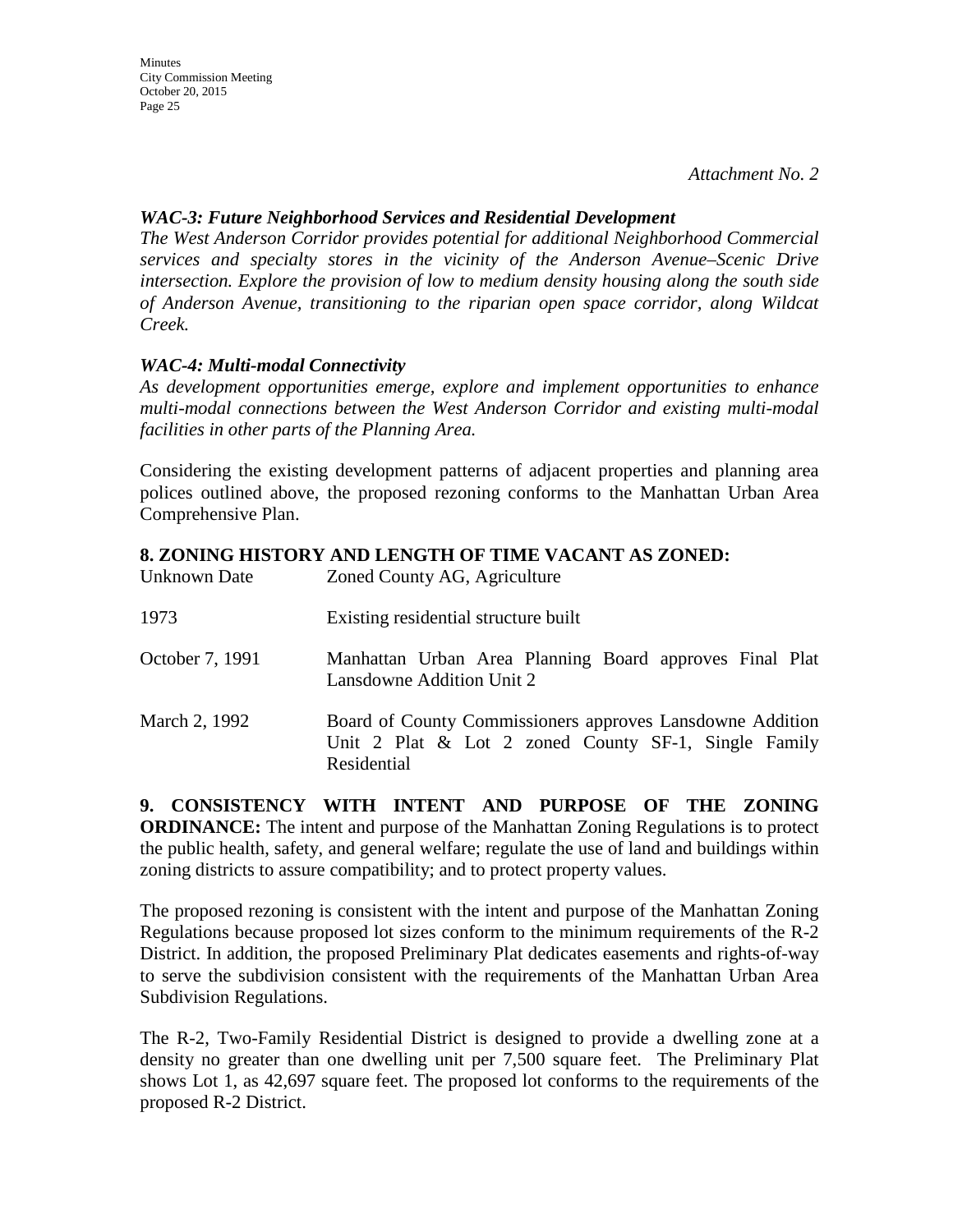*Attachment No. 2*

***WAC-3: Future Neighborhood Services and Residential Development***

*The West Anderson Corridor provides potential for additional Neighborhood Commercial services and specialty stores in the vicinity of the Anderson Avenue–Scenic Drive intersection. Explore the provision of low to medium density housing along the south side of Anderson Avenue, transitioning to the riparian open space corridor, along Wildcat Creek.*

***WAC-4: Multi-modal Connectivity***

*As development opportunities emerge, explore and implement opportunities to enhance multi-modal connections between the West Anderson Corridor and existing multi-modal facilities in other parts of the Planning Area.*

Considering the existing development patterns of adjacent properties and planning area polices outlined above, the proposed rezoning conforms to the Manhattan Urban Area Comprehensive Plan.

**8. ZONING HISTORY AND LENGTH OF TIME VACANT AS ZONED:**

| | |
|---|---|
| Unknown Date | Zoned County AG, Agriculture |
| 1973 | Existing residential structure built |
| October 7, 1991 | Manhattan Urban Area Planning Board approves Final Plat Lansdowne Addition Unit 2 |
| March 2, 1992 | Board of County Commissioners approves Lansdowne Addition Unit 2 Plat & Lot 2 zoned County SF-1, Single Family Residential |

**9. CONSISTENCY WITH INTENT AND PURPOSE OF THE ZONING ORDINANCE:** The intent and purpose of the Manhattan Zoning Regulations is to protect the public health, safety, and general welfare; regulate the use of land and buildings within zoning districts to assure compatibility; and to protect property values.

The proposed rezoning is consistent with the intent and purpose of the Manhattan Zoning Regulations because proposed lot sizes conform to the minimum requirements of the R-2 District. In addition, the proposed Preliminary Plat dedicates easements and rights-of-way to serve the subdivision consistent with the requirements of the Manhattan Urban Area Subdivision Regulations.

The R-2, Two-Family Residential District is designed to provide a dwelling zone at a density no greater than one dwelling unit per 7,500 square feet. The Preliminary Plat shows Lot 1, as 42,697 square feet. The proposed lot conforms to the requirements of the proposed R-2 District.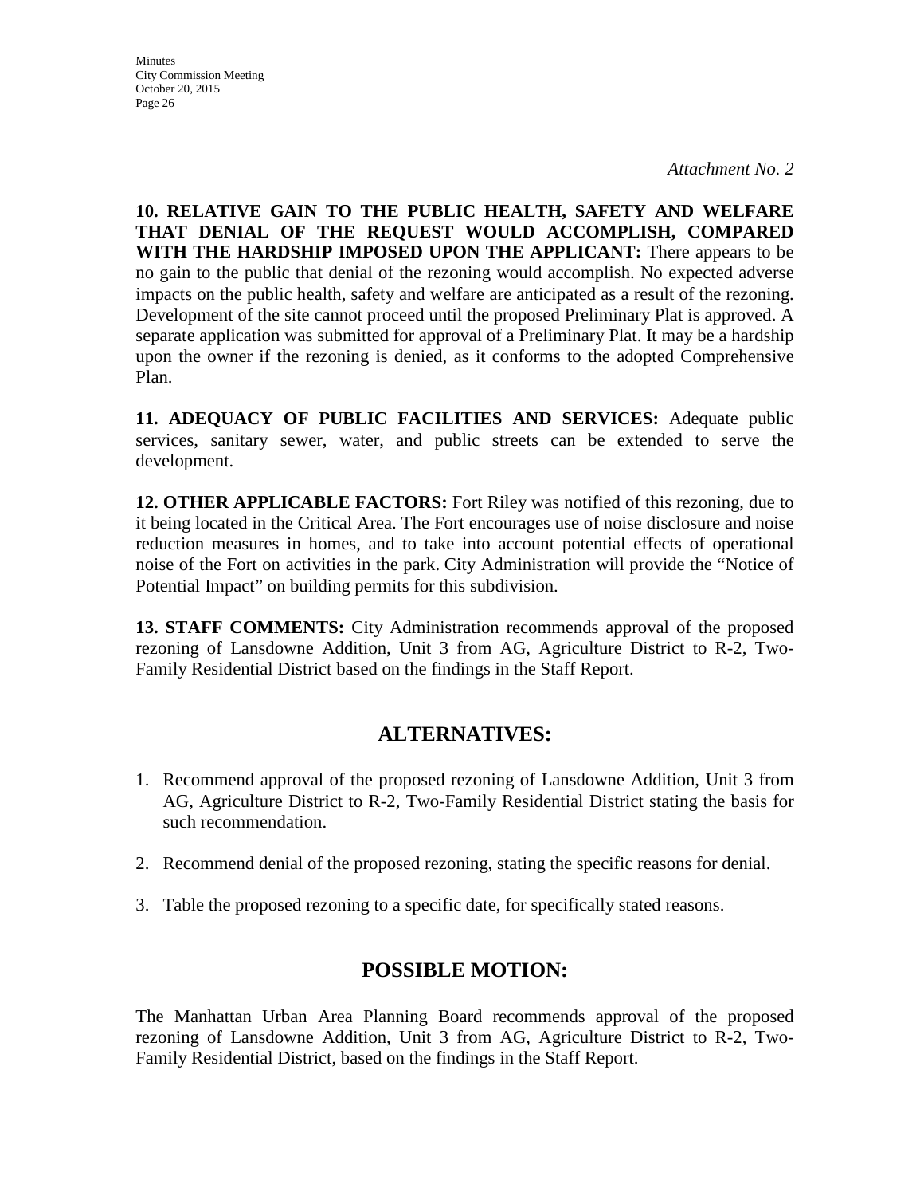*Attachment No. 2*

**10. RELATIVE GAIN TO THE PUBLIC HEALTH, SAFETY AND WELFARE THAT DENIAL OF THE REQUEST WOULD ACCOMPLISH, COMPARED WITH THE HARDSHIP IMPOSED UPON THE APPLICANT:** There appears to be no gain to the public that denial of the rezoning would accomplish. No expected adverse impacts on the public health, safety and welfare are anticipated as a result of the rezoning. Development of the site cannot proceed until the proposed Preliminary Plat is approved. A separate application was submitted for approval of a Preliminary Plat. It may be a hardship upon the owner if the rezoning is denied, as it conforms to the adopted Comprehensive Plan.

**11. ADEQUACY OF PUBLIC FACILITIES AND SERVICES:** Adequate public services, sanitary sewer, water, and public streets can be extended to serve the development.

**12. OTHER APPLICABLE FACTORS:** Fort Riley was notified of this rezoning, due to it being located in the Critical Area. The Fort encourages use of noise disclosure and noise reduction measures in homes, and to take into account potential effects of operational noise of the Fort on activities in the park. City Administration will provide the "Notice of Potential Impact" on building permits for this subdivision.

**13. STAFF COMMENTS:** City Administration recommends approval of the proposed rezoning of Lansdowne Addition, Unit 3 from AG, Agriculture District to R-2, Two-Family Residential District based on the findings in the Staff Report.

## ALTERNATIVES:

1. Recommend approval of the proposed rezoning of Lansdowne Addition, Unit 3 from AG, Agriculture District to R-2, Two-Family Residential District stating the basis for such recommendation.

2. Recommend denial of the proposed rezoning, stating the specific reasons for denial.

3. Table the proposed rezoning to a specific date, for specifically stated reasons.

## POSSIBLE MOTION:

The Manhattan Urban Area Planning Board recommends approval of the proposed rezoning of Lansdowne Addition, Unit 3 from AG, Agriculture District to R-2, Two-Family Residential District, based on the findings in the Staff Report.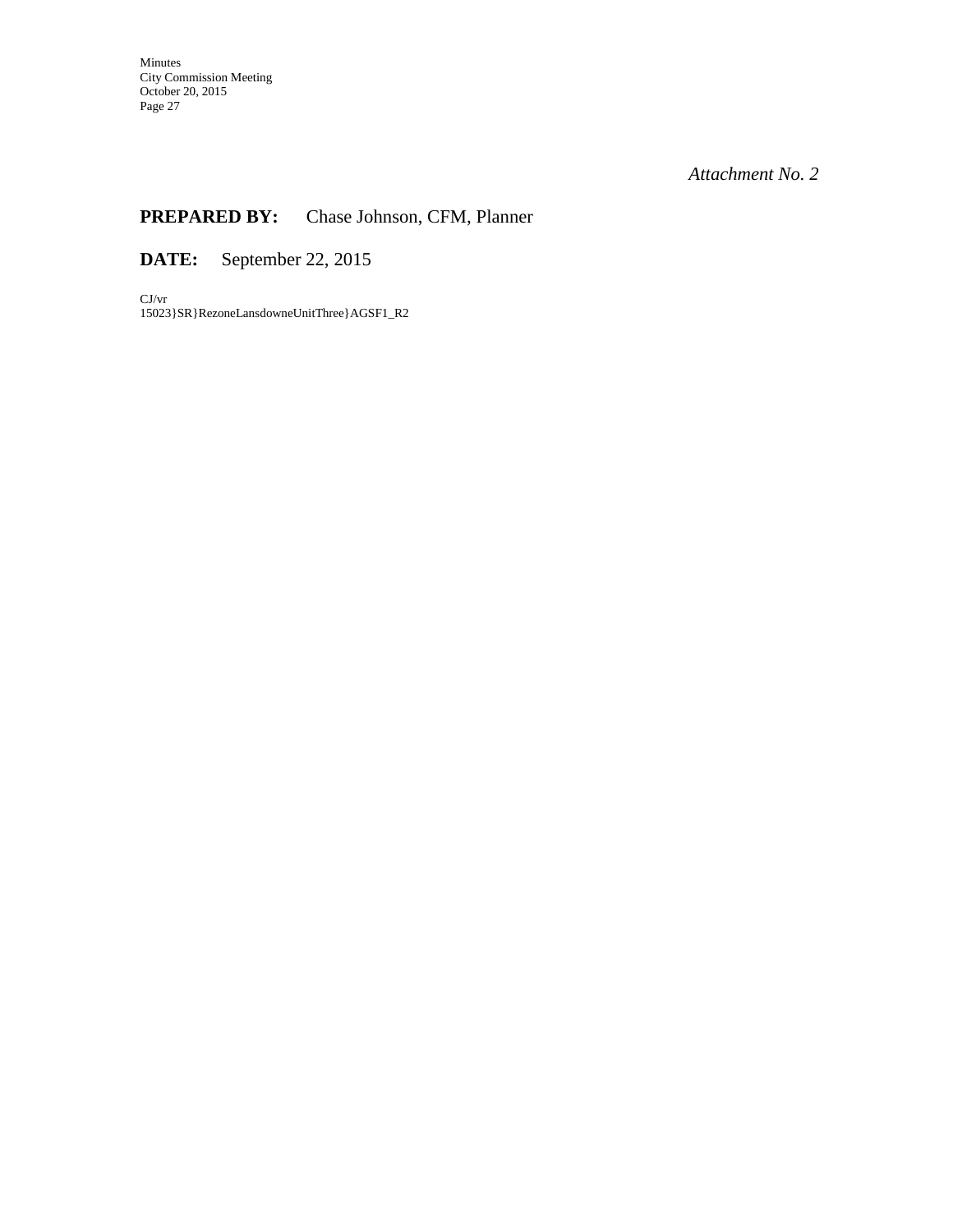*Attachment No. 2*

**PREPARED BY:** Chase Johnson, CFM, Planner

**DATE:** September 22, 2015

CJ/vr
15023}SR}RezoneLansdowneUnitThree}AGSF1_R2